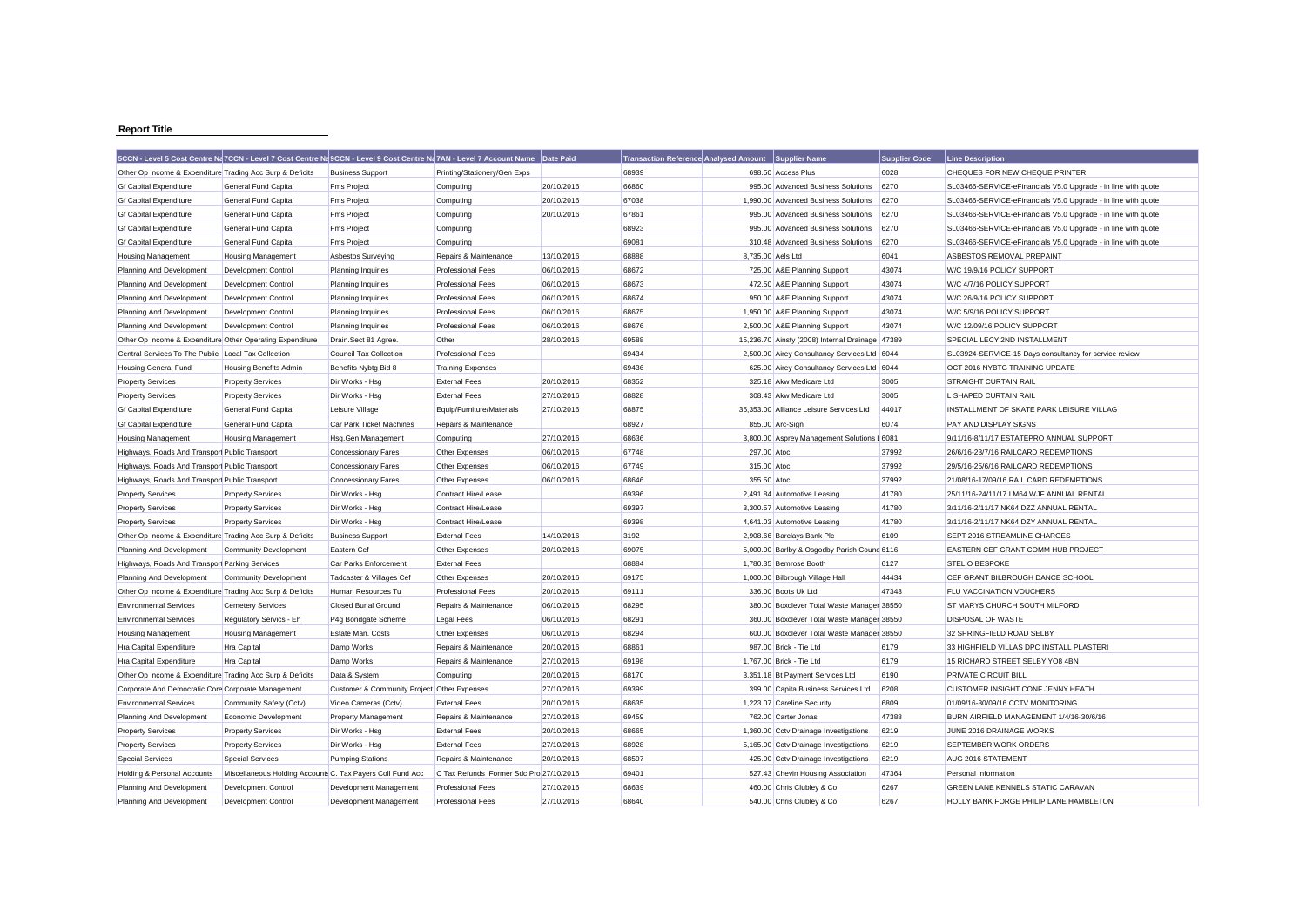**Report Title**

| 5CCN - Level 5 Cost Centre Na | 7CCN - Level 7 Cost Centre Na | 9CCN - Level 9 Cost Centre Na | 7AN - Level 7 Account Name | Date Paid | Transaction Reference | Analysed Amount | Supplier Name | Supplier Code | Line Description |
|---|---|---|---|---|---|---|---|---|---|
| Other Op Income & Expenditure | Trading Acc Surp & Deficits | Business Support | Printing/Stationery/Gen Exps | | 68939 | 698.50 | Access Plus | 6028 | CHEQUES FOR NEW CHEQUE PRINTER |
| Gf Capital Expenditure | General Fund Capital | Fms Project | Computing | 20/10/2016 | 66860 | 995.00 | Advanced Business Solutions | 6270 | SL03466-SERVICE-eFinancials V5.0 Upgrade - in line with quote |
| Gf Capital Expenditure | General Fund Capital | Fms Project | Computing | 20/10/2016 | 67038 | 1,990.00 | Advanced Business Solutions | 6270 | SL03466-SERVICE-eFinancials V5.0 Upgrade - in line with quote |
| Gf Capital Expenditure | General Fund Capital | Fms Project | Computing | 20/10/2016 | 67861 | 995.00 | Advanced Business Solutions | 6270 | SL03466-SERVICE-eFinancials V5.0 Upgrade - in line with quote |
| Gf Capital Expenditure | General Fund Capital | Fms Project | Computing | | 68923 | 995.00 | Advanced Business Solutions | 6270 | SL03466-SERVICE-eFinancials V5.0 Upgrade - in line with quote |
| Gf Capital Expenditure | General Fund Capital | Fms Project | Computing | | 69081 | 310.48 | Advanced Business Solutions | 6270 | SL03466-SERVICE-eFinancials V5.0 Upgrade - in line with quote |
| Housing Management | Housing Management | Asbestos Surveying | Repairs & Maintenance | 13/10/2016 | 68888 | 8,735.00 | Aels Ltd | 6041 | ASBESTOS REMOVAL PREPAINT |
| Planning And Development | Development Control | Planning Inquiries | Professional Fees | 06/10/2016 | 68672 | 725.00 | A&E Planning Support | 43074 | W/C 19/9/16 POLICY SUPPORT |
| Planning And Development | Development Control | Planning Inquiries | Professional Fees | 06/10/2016 | 68673 | 472.50 | A&E Planning Support | 43074 | W/C 4/7/16 POLICY SUPPORT |
| Planning And Development | Development Control | Planning Inquiries | Professional Fees | 06/10/2016 | 68674 | 950.00 | A&E Planning Support | 43074 | W/C 26/9/16 POLICY SUPPORT |
| Planning And Development | Development Control | Planning Inquiries | Professional Fees | 06/10/2016 | 68675 | 1,950.00 | A&E Planning Support | 43074 | W/C 5/9/16 POLICY SUPPORT |
| Planning And Development | Development Control | Planning Inquiries | Professional Fees | 06/10/2016 | 68676 | 2,500.00 | A&E Planning Support | 43074 | W/C 12/09/16 POLICY SUPPORT |
| Other Op Income & Expenditure | Other Operating Expenditure | Drain.Sect 81 Agree. | Other | 28/10/2016 | 69588 | 15,236.70 | Ainsty (2008) Internal Drainage | 47389 | SPECIAL LECY 2ND INSTALLMENT |
| Central Services To The Public | Local Tax Collection | Council Tax Collection | Professional Fees | | 69434 | 2,500.00 | Airey Consultancy Services Ltd | 6044 | SL03924-SERVICE-15 Days consultancy for service review |
| Housing General Fund | Housing Benefits Admin | Benefits Nybtg Bid 8 | Training Expenses | | 69436 | 625.00 | Airey Consultancy Services Ltd | 6044 | OCT 2016 NYBTG TRAINING UPDATE |
| Property Services | Property Services | Dlr Works - Hsg | External Fees | 20/10/2016 | 68352 | 325.18 | Akw Medicare Ltd | 3005 | STRAIGHT CURTAIN RAIL |
| Property Services | Property Services | Dlr Works - Hsg | External Fees | 27/10/2016 | 68828 | 308.43 | Akw Medicare Ltd | 3005 | L SHAPED CURTAIN RAIL |
| Gf Capital Expenditure | General Fund Capital | Leisure Village | Equip/Furniture/Materials | 27/10/2016 | 68875 | 35,353.00 | Alliance Leisure Services Ltd | 44017 | INSTALLMENT OF SKATE PARK LEISURE VILLAG |
| Gf Capital Expenditure | General Fund Capital | Car Park Ticket Machines | Repairs & Maintenance | | 68927 | 855.00 | Arc-Sign | 6074 | PAY AND DISPLAY SIGNS |
| Housing Management | Housing Management | Hsg.Gen.Management | Computing | 27/10/2016 | 68636 | 3,800.00 | Asprey Management Solutions L | 6081 | 9/11/16-8/11/17 ESTATEPRO ANNUAL SUPPORT |
| Highways, Roads And Transport | Public Transport | Concessionary Fares | Other Expenses | 06/10/2016 | 67748 | 297.00 | Atoc | 37992 | 26/6/16-23/7/16 RAILCARD REDEMPTIONS |
| Highways, Roads And Transport | Public Transport | Concessionary Fares | Other Expenses | 06/10/2016 | 67749 | 315.00 | Atoc | 37992 | 29/5/16-25/6/16 RAILCARD REDEMPTIONS |
| Highways, Roads And Transport | Public Transport | Concessionary Fares | Other Expenses | 06/10/2016 | 68646 | 355.50 | Atoc | 37992 | 21/08/16-17/09/16 RAIL CARD REDEMPTIONS |
| Property Services | Property Services | Dlr Works - Hsg | Contract Hire/Lease | | 69396 | 2,491.84 | Automotive Leasing | 41780 | 25/11/16-24/11/17 LM64 WJF ANNUAL RENTAL |
| Property Services | Property Services | Dlr Works - Hsg | Contract Hire/Lease | | 69397 | 3,300.57 | Automotive Leasing | 41780 | 3/11/16-2/11/17 NK64 DZZ ANNUAL RENTAL |
| Property Services | Property Services | Dlr Works - Hsg | Contract Hire/Lease | | 69398 | 4,641.03 | Automotive Leasing | 41780 | 3/11/16-2/11/17 NK64 DZY ANNUAL RENTAL |
| Other Op Income & Expenditure | Trading Acc Surp & Deficits | Business Support | External Fees | 14/10/2016 | 3192 | 2,908.66 | Barclays Bank Plc | 6109 | SEPT 2016 STREAMLINE CHARGES |
| Planning And Development | Community Development | Eastern Cef | Other Expenses | 20/10/2016 | 69075 | 5,000.00 | Barlby & Osgodby Parish Counc | 6116 | EASTERN CEF GRANT COMM HUB PROJECT |
| Highways, Roads And Transport | Parking Services | Car Parks Enforcement | External Fees | | 68884 | 1,780.35 | Bemrose Booth | 6127 | STELIO BESPOKE |
| Planning And Development | Community Development | Tadcaster & Villages Cef | Other Expenses | 20/10/2016 | 69175 | 1,000.00 | Bilbrough Village Hall | 44434 | CEF GRANT BILBROUGH DANCE SCHOOL |
| Other Op Income & Expenditure | Trading Acc Surp & Deficits | Human Resources Tu | Professional Fees | 20/10/2016 | 69111 | 336.00 | Boots Uk Ltd | 47343 | FLU VACCINATION VOUCHERS |
| Environmental Services | Cemetery Services | Closed Burial Ground | Repairs & Maintenance | 06/10/2016 | 68295 | 380.00 | Boxclever Total Waste Manager | 38550 | ST MARYS CHURCH SOUTH MILFORD |
| Environmental Services | Regulatory Servics - Eh | P4g Bondgate Scheme | Legal Fees | 06/10/2016 | 68291 | 360.00 | Boxclever Total Waste Manager | 38550 | DISPOSAL OF WASTE |
| Housing Management | Housing Management | Estate Man. Costs | Other Expenses | 06/10/2016 | 68294 | 600.00 | Boxclever Total Waste Manager | 38550 | 32 SPRINGFIELD ROAD SELBY |
| Hra Capital Expenditure | Hra Capital | Damp Works | Repairs & Maintenance | 20/10/2016 | 68861 | 987.00 | Brick - Tie Ltd | 6179 | 33 HIGHFIELD VILLAS DPC INSTALL PLASTERI |
| Hra Capital Expenditure | Hra Capital | Damp Works | Repairs & Maintenance | 27/10/2016 | 69198 | 1,767.00 | Brick - Tie Ltd | 6179 | 15 RICHARD STREET SELBY YO8 4BN |
| Other Op Income & Expenditure | Trading Acc Surp & Deficits | Data & System | Computing | 20/10/2016 | 68170 | 3,351.18 | Bt Payment Services Ltd | 6190 | PRIVATE CIRCUIT BILL |
| Corporate And Democratic Core | Corporate Management | Customer & Community Project | Other Expenses | 27/10/2016 | 69399 | 399.00 | Capita Business Services Ltd | 6208 | CUSTOMER INSIGHT CONF JENNY HEATH |
| Environmental Services | Community Safety (Cctv) | Video Cameras (Cctv) | External Fees | 20/10/2016 | 68635 | 1,223.07 | Careline Security | 6809 | 01/09/16-30/09/16 CCTV MONITORING |
| Planning And Development | Economic Development | Property Management | Repairs & Maintenance | 27/10/2016 | 69459 | 762.00 | Carter Jonas | 47388 | BURN AIRFIELD MANAGEMENT 1/4/16-30/6/16 |
| Property Services | Property Services | Dlr Works - Hsg | External Fees | 20/10/2016 | 68665 | 1,360.00 | Cctv Drainage Investigations | 6219 | JUNE 2016 DRAINAGE WORKS |
| Property Services | Property Services | Dlr Works - Hsg | External Fees | 27/10/2016 | 68928 | 5,165.00 | Cctv Drainage Investigations | 6219 | SEPTEMBER WORK ORDERS |
| Special Services | Special Services | Pumping Stations | Repairs & Maintenance | 20/10/2016 | 68597 | 425.00 | Cctv Drainage Investigations | 6219 | AUG 2016 STATEMENT |
| Holding & Personal Accounts | Miscellaneous Holding Accounts | C. Tax Payers Coll Fund Acc | C Tax Refunds Former Sdc Pro | 27/10/2016 | 69401 | 527.43 | Chevin Housing Association | 47364 | Personal Information |
| Planning And Development | Development Control | Development Management | Professional Fees | 27/10/2016 | 68639 | 460.00 | Chris Clubley & Co | 6267 | GREEN LANE KENNELS STATIC CARAVAN |
| Planning And Development | Development Control | Development Management | Professional Fees | 27/10/2016 | 68640 | 540.00 | Chris Clubley & Co | 6267 | HOLLY BANK FORGE PHILIP LANE HAMBLETON |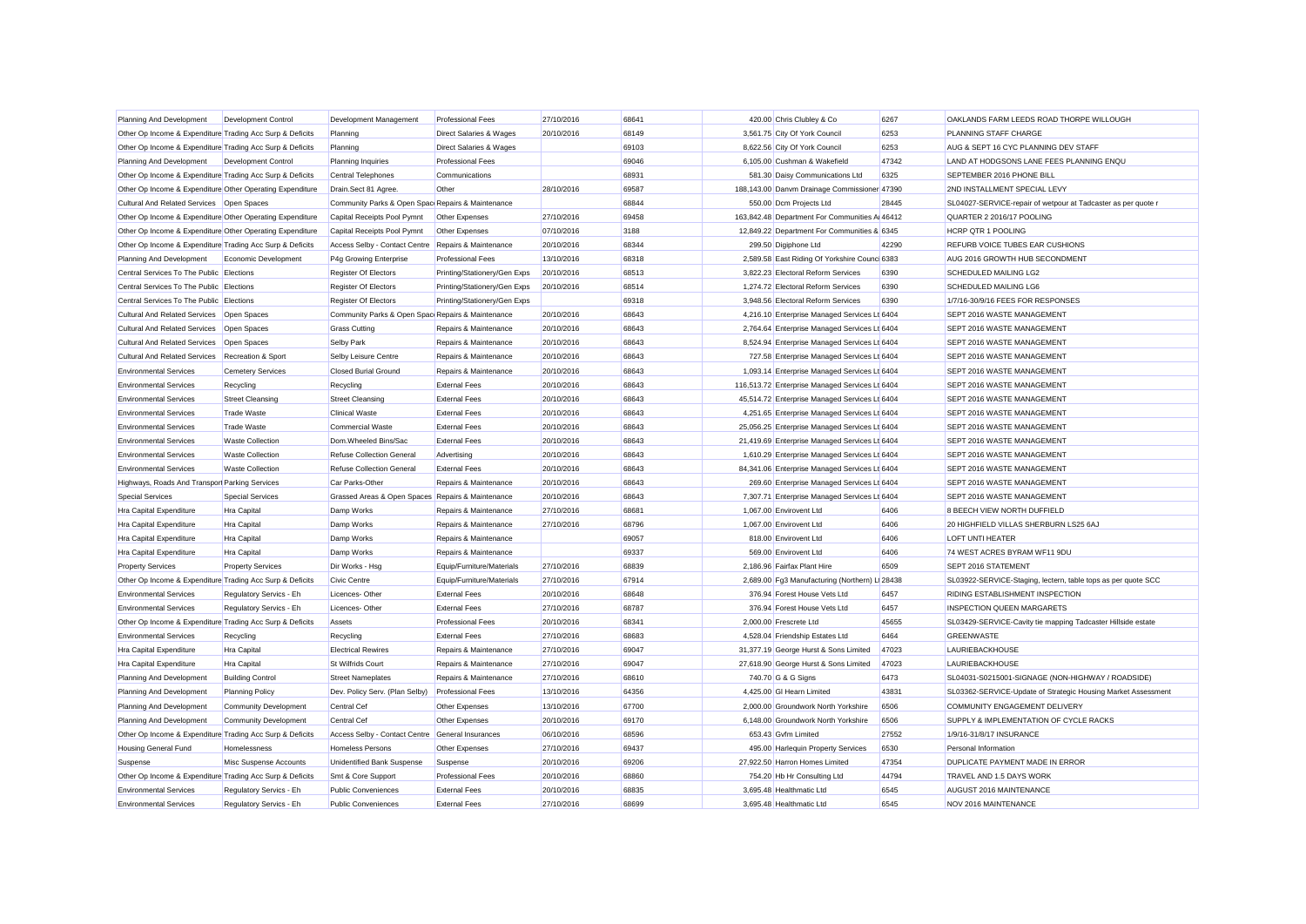| | | | | | | | | | |
|---|---|---|---|---|---|---|---|---|---|
| Planning And Development | Development Control | Development Management | Professional Fees | 27/10/2016 | 68641 | 420.00 | Chris Clubley & Co | 6267 | OAKLANDS FARM LEEDS ROAD THORPE WILLOUGH |
| Other Op Income & Expenditure | Trading Acc Surp & Deficits | Planning | Direct Salaries & Wages | 20/10/2016 | 68149 | 3,561.75 | City Of York Council | 6253 | PLANNING STAFF CHARGE |
| Other Op Income & Expenditure | Trading Acc Surp & Deficits | Planning | Direct Salaries & Wages | | 69103 | 8,622.56 | City Of York Council | 6253 | AUG & SEPT 16 CYC PLANNING DEV STAFF |
| Planning And Development | Development Control | Planning Inquiries | Professional Fees | | 69046 | 6,105.00 | Cushman & Wakefield | 47342 | LAND AT HODGSONS LANE FEES PLANNING ENQU |
| Other Op Income & Expenditure | Trading Acc Surp & Deficits | Central Telephones | Communications | | 68931 | 581.30 | Daisy Communications Ltd | 6325 | SEPTEMBER 2016 PHONE BILL |
| Other Op Income & Expenditure | Other Operating Expenditure | Drain.Sect 81 Agree. | Other | 28/10/2016 | 69587 | 188,143.00 | Danvm Drainage Commissioner | 47390 | 2ND INSTALLMENT SPECIAL LEVY |
| Cultural And Related Services | Open Spaces | Community Parks & Open Spaces | Repairs & Maintenance | | 68844 | 550.00 | Dcm Projects Ltd | 28445 | SL04027-SERVICE-repair of wetpour at Tadcaster as per quote r |
| Other Op Income & Expenditure | Other Operating Expenditure | Capital Receipts Pool Pymnt | Other Expenses | 27/10/2016 | 69458 | 163,842.48 | Department For Communities A | 46412 | QUARTER 2 2016/17 POOLING |
| Other Op Income & Expenditure | Other Operating Expenditure | Capital Receipts Pool Pymnt | Other Expenses | 07/10/2016 | 3188 | 12,849.22 | Department For Communities & | 6345 | HCRP QTR 1 POOLING |
| Other Op Income & Expenditure | Trading Acc Surp & Deficits | Access Selby - Contact Centre | Repairs & Maintenance | 20/10/2016 | 68344 | 299.50 | Digiphone Ltd | 42290 | REFURB VOICE TUBES EAR CUSHIONS |
| Planning And Development | Economic Development | P4g Growing Enterprise | Professional Fees | 13/10/2016 | 68318 | 2,589.58 | East Riding Of Yorkshire Council | 6383 | AUG 2016 GROWTH HUB SECONDMENT |
| Central Services To The Public | Elections | Register Of Electors | Printing/Stationery/Gen Exps | 20/10/2016 | 68513 | 3,822.23 | Electoral Reform Services | 6390 | SCHEDULED MAILING LG2 |
| Central Services To The Public | Elections | Register Of Electors | Printing/Stationery/Gen Exps | 20/10/2016 | 68514 | 1,274.72 | Electoral Reform Services | 6390 | SCHEDULED MAILING LG6 |
| Central Services To The Public | Elections | Register Of Electors | Printing/Stationery/Gen Exps | | 69318 | 3,948.56 | Electoral Reform Services | 6390 | 1/7/16-30/9/16 FEES FOR RESPONSES |
| Cultural And Related Services | Open Spaces | Community Parks & Open Spaces | Repairs & Maintenance | 20/10/2016 | 68643 | 4,216.10 | Enterprise Managed Services Lt | 6404 | SEPT 2016 WASTE MANAGEMENT |
| Cultural And Related Services | Open Spaces | Grass Cutting | Repairs & Maintenance | 20/10/2016 | 68643 | 2,764.64 | Enterprise Managed Services Lt | 6404 | SEPT 2016 WASTE MANAGEMENT |
| Cultural And Related Services | Open Spaces | Selby Park | Repairs & Maintenance | 20/10/2016 | 68643 | 8,524.94 | Enterprise Managed Services Lt | 6404 | SEPT 2016 WASTE MANAGEMENT |
| Cultural And Related Services | Recreation & Sport | Selby Leisure Centre | Repairs & Maintenance | 20/10/2016 | 68643 | 727.58 | Enterprise Managed Services Lt | 6404 | SEPT 2016 WASTE MANAGEMENT |
| Environmental Services | Cemetery Services | Closed Burial Ground | Repairs & Maintenance | 20/10/2016 | 68643 | 1,093.14 | Enterprise Managed Services Lt | 6404 | SEPT 2016 WASTE MANAGEMENT |
| Environmental Services | Recycling | Recycling | External Fees | 20/10/2016 | 68643 | 116,513.72 | Enterprise Managed Services Lt | 6404 | SEPT 2016 WASTE MANAGEMENT |
| Environmental Services | Street Cleansing | Street Cleansing | External Fees | 20/10/2016 | 68643 | 45,514.72 | Enterprise Managed Services Lt | 6404 | SEPT 2016 WASTE MANAGEMENT |
| Environmental Services | Trade Waste | Clinical Waste | External Fees | 20/10/2016 | 68643 | 4,251.65 | Enterprise Managed Services Lt | 6404 | SEPT 2016 WASTE MANAGEMENT |
| Environmental Services | Trade Waste | Commercial Waste | External Fees | 20/10/2016 | 68643 | 25,056.25 | Enterprise Managed Services Lt | 6404 | SEPT 2016 WASTE MANAGEMENT |
| Environmental Services | Waste Collection | Dom.Wheeled Bins/Sac | External Fees | 20/10/2016 | 68643 | 21,419.69 | Enterprise Managed Services Lt | 6404 | SEPT 2016 WASTE MANAGEMENT |
| Environmental Services | Waste Collection | Refuse Collection General | Advertising | 20/10/2016 | 68643 | 1,610.29 | Enterprise Managed Services Lt | 6404 | SEPT 2016 WASTE MANAGEMENT |
| Environmental Services | Waste Collection | Refuse Collection General | External Fees | 20/10/2016 | 68643 | 84,341.06 | Enterprise Managed Services Lt | 6404 | SEPT 2016 WASTE MANAGEMENT |
| Highways, Roads And Transport | Parking Services | Car Parks-Other | Repairs & Maintenance | 20/10/2016 | 68643 | 269.60 | Enterprise Managed Services Lt | 6404 | SEPT 2016 WASTE MANAGEMENT |
| Special Services | Special Services | Grassed Areas & Open Spaces | Repairs & Maintenance | 20/10/2016 | 68643 | 7,307.71 | Enterprise Managed Services Lt | 6404 | SEPT 2016 WASTE MANAGEMENT |
| Hra Capital Expenditure | Hra Capital | Damp Works | Repairs & Maintenance | 27/10/2016 | 68681 | 1,067.00 | Envirovent Ltd | 6406 | 8 BEECH VIEW NORTH DUFFIELD |
| Hra Capital Expenditure | Hra Capital | Damp Works | Repairs & Maintenance | 27/10/2016 | 68796 | 1,067.00 | Envirovent Ltd | 6406 | 20 HIGHFIELD VILLAS SHERBURN LS25 6AJ |
| Hra Capital Expenditure | Hra Capital | Damp Works | Repairs & Maintenance | | 69057 | 818.00 | Envirovent Ltd | 6406 | LOFT UNTI HEATER |
| Hra Capital Expenditure | Hra Capital | Damp Works | Repairs & Maintenance | | 69337 | 569.00 | Envirovent Ltd | 6406 | 74 WEST ACRES BYRAM WF11 9DU |
| Property Services | Property Services | Dir Works - Hsg | Equip/Furniture/Materials | 27/10/2016 | 68839 | 2,186.96 | Fairfax Plant Hire | 6509 | SEPT 2016 STATEMENT |
| Other Op Income & Expenditure | Trading Acc Surp & Deficits | Civic Centre | Equip/Furniture/Materials | 27/10/2016 | 67914 | 2,689.00 | Fg3 Manufacturing (Northern) Lt | 28438 | SL03922-SERVICE-Staging, lectern, table tops as per quote SCC |
| Environmental Services | Regulatory Servics - Eh | Licences- Other | External Fees | 20/10/2016 | 68648 | 376.94 | Forest House Vets Ltd | 6457 | RIDING ESTABLISHMENT INSPECTION |
| Environmental Services | Regulatory Servics - Eh | Licences- Other | External Fees | 27/10/2016 | 68787 | 376.94 | Forest House Vets Ltd | 6457 | INSPECTION QUEEN MARGARETS |
| Other Op Income & Expenditure | Trading Acc Surp & Deficits | Assets | Professional Fees | 20/10/2016 | 68341 | 2,000.00 | Frescrete Ltd | 45655 | SL03429-SERVICE-Cavity tie mapping Tadcaster Hillside estate |
| Environmental Services | Recycling | Recycling | External Fees | 27/10/2016 | 68683 | 4,528.04 | Friendship Estates Ltd | 6464 | GREENWASTE |
| Hra Capital Expenditure | Hra Capital | Electrical Rewires | Repairs & Maintenance | 27/10/2016 | 69047 | 31,377.19 | George Hurst & Sons Limited | 47023 | LAURIEBACKHOUSE |
| Hra Capital Expenditure | Hra Capital | St Wilfrids Court | Repairs & Maintenance | 27/10/2016 | 69047 | 27,618.90 | George Hurst & Sons Limited | 47023 | LAURIEBACKHOUSE |
| Planning And Development | Building Control | Street Nameplates | Repairs & Maintenance | 27/10/2016 | 68610 | 740.70 | G & G Signs | 6473 | SL04031-S0215001-SIGNAGE (NON-HIGHWAY / ROADSIDE) |
| Planning And Development | Planning Policy | Dev. Policy Serv. (Plan Selby) | Professional Fees | 13/10/2016 | 64356 | 4,425.00 | Gl Hearn Limited | 43831 | SL03362-SERVICE-Update of Strategic Housing Market Assessment |
| Planning And Development | Community Development | Central Cef | Other Expenses | 13/10/2016 | 67700 | 2,000.00 | Groundwork North Yorkshire | 6506 | COMMUNITY ENGAGEMENT DELIVERY |
| Planning And Development | Community Development | Central Cef | Other Expenses | 20/10/2016 | 69170 | 6,148.00 | Groundwork North Yorkshire | 6506 | SUPPLY & IMPLEMENTATION OF CYCLE RACKS |
| Other Op Income & Expenditure | Trading Acc Surp & Deficits | Access Selby - Contact Centre | General Insurances | 06/10/2016 | 68596 | 653.43 | Gvfm Limited | 27552 | 1/9/16-31/8/17 INSURANCE |
| Housing General Fund | Homelessness | Homeless Persons | Other Expenses | 27/10/2016 | 69437 | 495.00 | Harlequin Property Services | 6530 | Personal Information |
| Suspense | Misc Suspense Accounts | Unidentified Bank Suspense | Suspense | 20/10/2016 | 69206 | 27,922.50 | Harron Homes Limited | 47354 | DUPLICATE PAYMENT MADE IN ERROR |
| Other Op Income & Expenditure | Trading Acc Surp & Deficits | Smt & Core Support | Professional Fees | 20/10/2016 | 68860 | 754.20 | Hb Hr Consulting Ltd | 44794 | TRAVEL AND 1.5 DAYS WORK |
| Environmental Services | Regulatory Servics - Eh | Public Conveniences | External Fees | 20/10/2016 | 68835 | 3,695.48 | Healthmatic Ltd | 6545 | AUGUST 2016 MAINTENANCE |
| Environmental Services | Regulatory Servics - Eh | Public Conveniences | External Fees | 27/10/2016 | 68699 | 3,695.48 | Healthmatic Ltd | 6545 | NOV 2016 MAINTENANCE |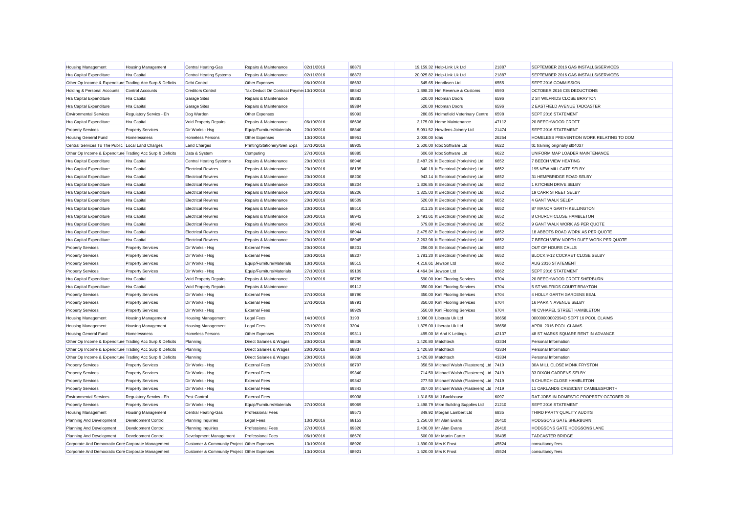| | | | | | | | | | |
|---|---|---|---|---|---|---|---|---|---|
| Housing Management | Housing Management | Central Heating-Gas | Repairs & Maintenance | 02/11/2016 | 68873 | 19,159.32 | Help-Link Uk Ltd | 21887 | SEPTEMBER 2016 GAS INSTALLS/SERVICES |
| Hra Capital Expenditure | Hra Capital | Central Heating Systems | Repairs & Maintenance | 02/11/2016 | 68873 | 20,025.82 | Help-Link Uk Ltd | 21887 | SEPTEMBER 2016 GAS INSTALLS/SERVICES |
| Other Op Income & Expenditure | Trading Acc Surp & Deficits | Debt Control | Other Expenses | 06/10/2016 | 68693 | 545.65 | Henriksen Ltd | 6555 | SEPT 2016 COMMISSION |
| Holding & Personal Accounts | Control Accounts | Creditors Control | Tax Deduct On Contract Payments | 13/10/2016 | 68842 | 1,898.20 | Hm Revenue & Customs | 6590 | OCTOBER 2016 CIS DEDUCTIONS |
| Hra Capital Expenditure | Hra Capital | Garage Sites | Repairs & Maintenance | | 69383 | 520.00 | Hobman Doors | 6596 | 2 ST WILFRIDS CLOSE BRAYTON |
| Hra Capital Expenditure | Hra Capital | Garage Sites | Repairs & Maintenance | | 69384 | 520.00 | Hobman Doors | 6596 | 2 EASTFIELD AVENUE TADCASTER |
| Environmental Services | Regulatory Servics - Eh | Dog Warden | Other Expenses | | 69093 | 280.85 | Holmefield Veterinary Centre | 6598 | SEPT 2016 STATEMENT |
| Hra Capital Expenditure | Hra Capital | Void Property Repairs | Repairs & Maintenance | 06/10/2016 | 68606 | 2,175.00 | Home Maintenance | 47112 | 20 BEECHWOOD CROFT |
| Property Services | Property Services | Dir Works - Hsg | Equip/Furniture/Materials | 20/10/2016 | 68840 | 5,091.52 | Howdens Joinery Ltd | 21474 | SEPT 2016 STATEMENT |
| Housing General Fund | Homelessness | Homeless Persons | Other Expenses | 13/10/2016 | 68951 | 2,000.00 | Idas | 26254 | HOMELESS PREVENTION WORK RELATING TO DOM |
| Central Services To The Public | Local Land Charges | Land Charges | Printing/Stationery/Gen Exps | 27/10/2016 | 68905 | 2,500.00 | Idox Software Ltd | 6622 | tlc training originally sl04037 |
| Other Op Income & Expenditure | Trading Acc Surp & Deficits | Data & System | Computing | 27/10/2016 | 68885 | 606.60 | Idox Software Ltd | 6622 | UNIFORM MAP LOADER MAINTENANCE |
| Hra Capital Expenditure | Hra Capital | Central Heating Systems | Repairs & Maintenance | 20/10/2016 | 68946 | 2,487.26 | It Electrical (Yorkshire) Ltd | 6652 | 7 BEECH VIEW HEATING |
| Hra Capital Expenditure | Hra Capital | Electrical Rewires | Repairs & Maintenance | 20/10/2016 | 68195 | 840.18 | It Electrical (Yorkshire) Ltd | 6652 | 195 NEW MILLGATE SELBY |
| Hra Capital Expenditure | Hra Capital | Electrical Rewires | Repairs & Maintenance | 20/10/2016 | 68200 | 943.14 | It Electrical (Yorkshire) Ltd | 6652 | 31 HEMPBRIDGE ROAD SELBY |
| Hra Capital Expenditure | Hra Capital | Electrical Rewires | Repairs & Maintenance | 20/10/2016 | 68204 | 1,306.85 | It Electrical (Yorkshire) Ltd | 6652 | 1 KITCHEN DRIVE SELBY |
| Hra Capital Expenditure | Hra Capital | Electrical Rewires | Repairs & Maintenance | 20/10/2016 | 68206 | 1,325.03 | It Electrical (Yorkshire) Ltd | 6652 | 19 CARR STREET SELBY |
| Hra Capital Expenditure | Hra Capital | Electrical Rewires | Repairs & Maintenance | 20/10/2016 | 68509 | 520.00 | It Electrical (Yorkshire) Ltd | 6652 | 4 GANT WALK SELBY |
| Hra Capital Expenditure | Hra Capital | Electrical Rewires | Repairs & Maintenance | 20/10/2016 | 68510 | 811.25 | It Electrical (Yorkshire) Ltd | 6652 | 87 MANOR GARTH KELLINGTON |
| Hra Capital Expenditure | Hra Capital | Electrical Rewires | Repairs & Maintenance | 20/10/2016 | 68942 | 2,491.61 | It Electrical (Yorkshire) Ltd | 6652 | 8 CHURCH CLOSE HAMBLETON |
| Hra Capital Expenditure | Hra Capital | Electrical Rewires | Repairs & Maintenance | 20/10/2016 | 68943 | 679.80 | It Electrical (Yorkshire) Ltd | 6652 | 9 GANT WALK WORK AS PER QUOTE |
| Hra Capital Expenditure | Hra Capital | Electrical Rewires | Repairs & Maintenance | 20/10/2016 | 68944 | 2,475.87 | It Electrical (Yorkshire) Ltd | 6652 | 18 ABBOTS ROAD WORK AS PER QUOTE |
| Hra Capital Expenditure | Hra Capital | Electrical Rewires | Repairs & Maintenance | 20/10/2016 | 68945 | 2,263.98 | It Electrical (Yorkshire) Ltd | 6652 | 7 BEECH VIEW NORTH DUFF WORK PER QUOTE |
| Property Services | Property Services | Dir Works - Hsg | External Fees | 20/10/2016 | 68201 | 256.00 | It Electrical (Yorkshire) Ltd | 6652 | OUT OF HOURS CALLS |
| Property Services | Property Services | Dir Works - Hsg | External Fees | 20/10/2016 | 68207 | 1,781.20 | It Electrical (Yorkshire) Ltd | 6652 | BLOCK 9-12 COCKRET CLOSE SELBY |
| Property Services | Property Services | Dir Works - Hsg | Equip/Furniture/Materials | 13/10/2016 | 68515 | 4,218.61 | Jewson Ltd | 6662 | AUG 2016 STATEMENT |
| Property Services | Property Services | Dir Works - Hsg | Equip/Furniture/Materials | 27/10/2016 | 69109 | 4,464.34 | Jewson Ltd | 6662 | SEPT 2016 STATEMENT |
| Hra Capital Expenditure | Hra Capital | Void Property Repairs | Repairs & Maintenance | 27/10/2016 | 68789 | 590.00 | Kml Flooring Services | 6704 | 20 BEECHWOOD CROFT SHERBURN |
| Hra Capital Expenditure | Hra Capital | Void Property Repairs | Repairs & Maintenance | | 69112 | 350.00 | Kml Flooring Services | 6704 | 5 ST WILFRIDS COURT BRAYTON |
| Property Services | Property Services | Dir Works - Hsg | External Fees | 27/10/2016 | 68790 | 350.00 | Kml Flooring Services | 6704 | 4 HOLLY GARTH GARDENS BEAL |
| Property Services | Property Services | Dir Works - Hsg | External Fees | 27/10/2016 | 68791 | 350.00 | Kml Flooring Services | 6704 | 16 PARKIN AVENUE SELBY |
| Property Services | Property Services | Dir Works - Hsg | External Fees | | 68929 | 550.00 | Kml Flooring Services | 6704 | 48 CVHAPEL STREET HAMBLETON |
| Housing Management | Housing Management | Housing Management | Legal Fees | 14/10/2016 | 3193 | 1,096.00 | Liberata Uk Ltd | 36656 | 00000000002394D SEPT 16 PCOL CLAIMS |
| Housing Management | Housing Management | Housing Management | Legal Fees | 27/10/2016 | 3204 | 1,875.00 | Liberata Uk Ltd | 36656 | APRIL 2016 PCOL CLAIMS |
| Housing General Fund | Homelessness | Homeless Persons | Other Expenses | 27/10/2016 | 69311 | 495.00 | M And K Lettings | 42137 | 48 ST MARKS SQUARE RENT IN ADVANCE |
| Other Op Income & Expenditure | Trading Acc Surp & Deficits | Planning | Direct Salaries & Wages | 20/10/2016 | 68836 | 1,420.80 | Matchtech | 43334 | Personal Information |
| Other Op Income & Expenditure | Trading Acc Surp & Deficits | Planning | Direct Salaries & Wages | 20/10/2016 | 68837 | 1,420.80 | Matchtech | 43334 | Personal Information |
| Other Op Income & Expenditure | Trading Acc Surp & Deficits | Planning | Direct Salaries & Wages | 20/10/2016 | 68838 | 1,420.80 | Matchtech | 43334 | Personal Information |
| Property Services | Property Services | Dir Works - Hsg | External Fees | 27/10/2016 | 68797 | 358.50 | Michael Walsh (Plasterers) Ltd | 7419 | 30A MILL CLOSE MONK FRYSTON |
| Property Services | Property Services | Dir Works - Hsg | External Fees | | 69340 | 714.50 | Michael Walsh (Plasterers) Ltd | 7419 | 33 DIXON GARDENS SELBY |
| Property Services | Property Services | Dir Works - Hsg | External Fees | | 69342 | 277.50 | Michael Walsh (Plasterers) Ltd | 7419 | 8 CHURCH CLOSE HAMBLETON |
| Property Services | Property Services | Dir Works - Hsg | External Fees | | 69343 | 357.00 | Michael Walsh (Plasterers) Ltd | 7419 | 11 OAKLANDS CRESCENT CAMBLESFORTH |
| Environmental Services | Regulatory Servics - Eh | Pest Control | External Fees | | 69038 | 1,318.58 | M J Backhouse | 6097 | RAT JOBS IN DOMESTIC PROPERTY OCTOBER 20 |
| Property Services | Property Services | Dir Works - Hsg | Equip/Furniture/Materials | 27/10/2016 | 69069 | 1,498.79 | Mkm Building Supplies Ltd | 21210 | SEPT 2016 STATEMENT |
| Housing Management | Housing Management | Central Heating-Gas | Professional Fees | | 69573 | 349.92 | Morgan Lambert Ltd | 6835 | THIRD PARTY QUALITY AUDITS |
| Planning And Development | Development Control | Planning Inquiries | Legal Fees | 13/10/2016 | 68153 | 1,250.00 | Mr Alan Evans | 26410 | HODGSONS GATE SHERBURN |
| Planning And Development | Development Control | Planning Inquiries | Professional Fees | 27/10/2016 | 69326 | 2,400.00 | Mr Alan Evans | 26410 | HODGSONS GATE HODGSONS LANE |
| Planning And Development | Development Control | Development Management | Professional Fees | 06/10/2016 | 68670 | 500.00 | Mr Martin Carter | 38435 | TADCASTER BRIDGE |
| Corporate And Democratic Core | Corporate Management | Customer & Community Project | Other Expenses | 13/10/2016 | 68920 | 1,890.00 | Mrs K Frost | 45524 | consultancy fees |
| Corporate And Democratic Core | Corporate Management | Customer & Community Project | Other Expenses | 13/10/2016 | 68921 | 1,620.00 | Mrs K Frost | 45524 | consultancy fees |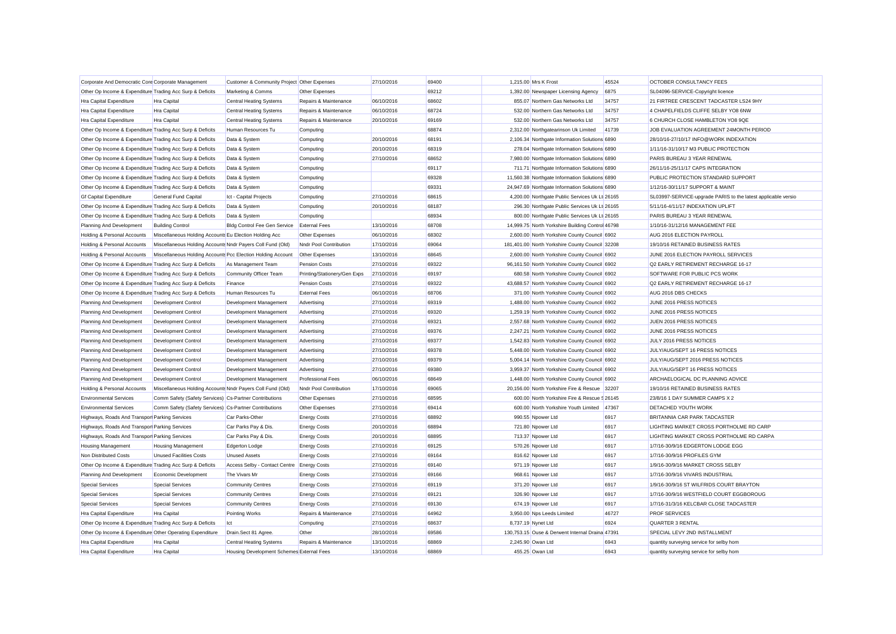| | | | | | | | | | |
|---|---|---|---|---|---|---|---|---|---|
| Corporate And Democratic Core | Corporate Management | Customer & Community Project | Other Expenses | 27/10/2016 | 69400 | 1,215.00 | Mrs K Frost | 45524 | OCTOBER CONSULTANCY FEES |
| Other Op Income & Expenditure | Trading Acc Surp & Deficits | Marketing & Comms | Other Expenses | | 69212 | 1,392.00 | Newspaper Licensing Agency | 6875 | SL04096-SERVICE-Copyright licence |
| Hra Capital Expenditure | Hra Capital | Central Heating Systems | Repairs & Maintenance | 06/10/2016 | 68602 | 855.07 | Northern Gas Networks Ltd | 34757 | 21 FIRTREE CRESCENT TADCASTER LS24 9HY |
| Hra Capital Expenditure | Hra Capital | Central Heating Systems | Repairs & Maintenance | 06/10/2016 | 68724 | 532.00 | Northern Gas Networks Ltd | 34757 | 4 CHAPELFIELDS CLIFFE SELBY YO8 6NW |
| Hra Capital Expenditure | Hra Capital | Central Heating Systems | Repairs & Maintenance | 20/10/2016 | 69169 | 532.00 | Northern Gas Networks Ltd | 34757 | 6 CHURCH CLOSE HAMBLETON YO8 9QE |
| Other Op Income & Expenditure | Trading Acc Surp & Deficits | Human Resources Tu | Computing | | 68874 | 2,312.00 | Northgatearinson Uk Limited | 41739 | JOB EVALUATION AGREEMENT 24MONTH PERIOD |
| Other Op Income & Expenditure | Trading Acc Surp & Deficits | Data & System | Computing | 20/10/2016 | 68191 | 2,106.34 | Northgate Information Solutions | 6890 | 28/10/16-27/10/17 INFO@WORK INDEXATION |
| Other Op Income & Expenditure | Trading Acc Surp & Deficits | Data & System | Computing | 20/10/2016 | 68319 | 278.04 | Northgate Information Solutions | 6890 | 1/11/16-31/10/17 M3 PUBLIC PROTECTION |
| Other Op Income & Expenditure | Trading Acc Surp & Deficits | Data & System | Computing | 27/10/2016 | 68652 | 7,980.00 | Northgate Information Solutions | 6890 | PARIS BUREAU 3 YEAR RENEWAL |
| Other Op Income & Expenditure | Trading Acc Surp & Deficits | Data & System | Computing | | 69117 | 711.71 | Northgate Information Solutions | 6890 | 26/11/16-25/11/17 CAPS INTEGRATION |
| Other Op Income & Expenditure | Trading Acc Surp & Deficits | Data & System | Computing | | 69328 | 11,560.38 | Northgate Information Solutions | 6890 | PUBLIC PROTECTION STANDARD SUPPORT |
| Other Op Income & Expenditure | Trading Acc Surp & Deficits | Data & System | Computing | | 69331 | 24,947.69 | Northgate Information Solutions | 6890 | 1/12/16-30/11/17 SUPPORT & MAINT |
| Gf Capital Expenditure | General Fund Capital | Ict - Capital Projects | Computing | 27/10/2016 | 68615 | 4,200.00 | Northgate Public Services Uk Lt | 26165 | SL03997-SERVICE-upgrade PARIS to the latest applicable versio |
| Other Op Income & Expenditure | Trading Acc Surp & Deficits | Data & System | Computing | 20/10/2016 | 68187 | 296.30 | Northgate Public Services Uk Lt | 26165 | 5/11/16-4/11/17 INDEXATION UPLIFT |
| Other Op Income & Expenditure | Trading Acc Surp & Deficits | Data & System | Computing | | 68934 | 800.00 | Northgate Public Services Uk Lt | 26165 | PARIS BUREAU 3 YEAR RENEWAL |
| Planning And Development | Building Control | Bldg Control Fee Gen Service | External Fees | 13/10/2016 | 68708 | 14,999.75 | North Yorkshire Building Control | 46798 | 1/10/16-31/12/16 MANAGEMENT FEE |
| Holding & Personal Accounts | Miscellaneous Holding Accounts | Eu Election Holding Acc | Other Expenses | 06/10/2016 | 68302 | 2,600.00 | North Yorkshire County Council | 6902 | AUG 2016 ELECTION PAYROLL |
| Holding & Personal Accounts | Miscellaneous Holding Accounts | Nndr Payers Coll Fund (Old) | Nndr Pool Contribution | 17/10/2016 | 69064 | 181,401.00 | North Yorkshire County Council | 32208 | 19/10/16 RETAINED BUSINESS RATES |
| Holding & Personal Accounts | Miscellaneous Holding Accounts | Pcc Election Holding Account | Other Expenses | 13/10/2016 | 68645 | 2,600.00 | North Yorkshire County Council | 6902 | JUNE 2016 ELECTION PAYROLL SERVICES |
| Other Op Income & Expenditure | Trading Acc Surp & Deficits | As Management Team | Pension Costs | 27/10/2016 | 69322 | 96,161.50 | North Yorkshire County Council | 6902 | Q2 EARLY RETIREMENT RECHARGE 16-17 |
| Other Op Income & Expenditure | Trading Acc Surp & Deficits | Community Officer Team | Printing/Stationery/Gen Exps | 27/10/2016 | 69197 | 680.58 | North Yorkshire County Council | 6902 | SOFTWARE FOR PUBLIC PCS WORK |
| Other Op Income & Expenditure | Trading Acc Surp & Deficits | Finance | Pension Costs | 27/10/2016 | 69322 | 43,688.57 | North Yorkshire County Council | 6902 | Q2 EARLY RETIREMENT RECHARGE 16-17 |
| Other Op Income & Expenditure | Trading Acc Surp & Deficits | Human Resources Tu | External Fees | 06/10/2016 | 68706 | 371.00 | North Yorkshire County Council | 6902 | AUG 2016 DBS CHECKS |
| Planning And Development | Development Control | Development Management | Advertising | 27/10/2016 | 69319 | 1,488.00 | North Yorkshire County Council | 6902 | JUNE 2016 PRESS NOTICES |
| Planning And Development | Development Control | Development Management | Advertising | 27/10/2016 | 69320 | 1,259.19 | North Yorkshire County Council | 6902 | JUNE 2016 PRESS NOTICES |
| Planning And Development | Development Control | Development Management | Advertising | 27/10/2016 | 69321 | 2,557.68 | North Yorkshire County Council | 6902 | JUEN 2016 PRESS NOTICES |
| Planning And Development | Development Control | Development Management | Advertising | 27/10/2016 | 69376 | 2,247.21 | North Yorkshire County Council | 6902 | JUNE 2016 PRESS NOTICES |
| Planning And Development | Development Control | Development Management | Advertising | 27/10/2016 | 69377 | 1,542.83 | North Yorkshire County Council | 6902 | JULY 2016 PRESS NOTICES |
| Planning And Development | Development Control | Development Management | Advertising | 27/10/2016 | 69378 | 5,448.00 | North Yorkshire County Council | 6902 | JULY/AUG/SEPT 16 PRESS NOTICES |
| Planning And Development | Development Control | Development Management | Advertising | 27/10/2016 | 69379 | 5,004.14 | North Yorkshire County Council | 6902 | JULY/AUG/SEPT 2016 PRESS NOTICES |
| Planning And Development | Development Control | Development Management | Advertising | 27/10/2016 | 69380 | 3,959.37 | North Yorkshire County Council | 6902 | JULY/AUG/SEPT 16 PRESS NOTICES |
| Planning And Development | Development Control | Development Management | Professional Fees | 06/10/2016 | 68649 | 1,448.00 | North Yorkshire County Council | 6902 | ARCHAELOGICAL DC PLANNING ADVICE |
| Holding & Personal Accounts | Miscellaneous Holding Accounts | Nndr Payers Coll Fund (Old) | Nndr Pool Contribution | 17/10/2016 | 69065 | 20,156.00 | North Yorkshire Fire & Rescue | 32207 | 19/10/16 RETAINED BUSINESS RATES |
| Environmental Services | Comm Safety (Safety Services) | Cs-Partner Contributions | Other Expenses | 27/10/2016 | 68595 | 600.00 | North Yorkshire Fire & Rescue S | 26145 | 23/8/16 1 DAY SUMMER CAMPS X 2 |
| Environmental Services | Comm Safety (Safety Services) | Cs-Partner Contributions | Other Expenses | 27/10/2016 | 69414 | 600.00 | North Yorkshire Youth Limited | 47367 | DETACHED YOUTH WORK |
| Highways, Roads And Transport | Parking Services | Car Parks-Other | Energy Costs | 27/10/2016 | 68892 | 990.55 | Npower Ltd | 6917 | BRITANNIA CAR PARK TADCASTER |
| Highways, Roads And Transport | Parking Services | Car Parks Pay & Dis. | Energy Costs | 20/10/2016 | 68894 | 721.80 | Npower Ltd | 6917 | LIGHTING MARKET CROSS PORTHOLME RD CARP |
| Highways, Roads And Transport | Parking Services | Car Parks Pay & Dis. | Energy Costs | 20/10/2016 | 68895 | 713.37 | Npower Ltd | 6917 | LIGHTING MARKET CROSS PORTHOLME RD CARPA |
| Housing Management | Housing Management | Edgerton Lodge | Energy Costs | 27/10/2016 | 69125 | 570.26 | Npower Ltd | 6917 | 1/7/16-30/9/16 EDGERTON LODGE EGG |
| Non Distributed Costs | Unused Facilities Costs | Unused Assets | Energy Costs | 27/10/2016 | 69164 | 816.62 | Npower Ltd | 6917 | 1/7/16-30/9/16 PROFILES GYM |
| Other Op Income & Expenditure | Trading Acc Surp & Deficits | Access Selby - Contact Centre | Energy Costs | 27/10/2016 | 69140 | 971.19 | Npower Ltd | 6917 | 1/9/16-30/9/16 MARKET CROSS SELBY |
| Planning And Development | Economic Development | The Vivars Mr | Energy Costs | 27/10/2016 | 69166 | 968.61 | Npower Ltd | 6917 | 1/7/16-30/9/16 VIVARS INDUSTRIAL |
| Special Services | Special Services | Community Centres | Energy Costs | 27/10/2016 | 69119 | 371.20 | Npower Ltd | 6917 | 1/9/16-30/9/16 ST WILFRIDS COURT BRAYTON |
| Special Services | Special Services | Community Centres | Energy Costs | 27/10/2016 | 69121 | 326.90 | Npower Ltd | 6917 | 1/7/16-30/9/16 WESTFIELD COURT EGGBOROUG |
| Special Services | Special Services | Community Centres | Energy Costs | 27/10/2016 | 69130 | 674.19 | Npower Ltd | 6917 | 1/7/16-31/3/16 KELCBAR CLOSE TADCASTER |
| Hra Capital Expenditure | Hra Capital | Pointing Works | Repairs & Maintenance | 27/10/2016 | 64962 | 3,950.00 | Nps Leeds Limited | 46727 | PROF SERVICES |
| Other Op Income & Expenditure | Trading Acc Surp & Deficits | Ict | Computing | 27/10/2016 | 68637 | 8,737.19 | Nynet Ltd | 6924 | QUARTER 3 RENTAL |
| Other Op Income & Expenditure | Other Operating Expenditure | Drain.Sect 81 Agree. | Other | 28/10/2016 | 69586 | 130,753.15 | Ouse & Derwent Internal Draina | 47391 | SPECIAL LEVY 2ND INSTALLMENT |
| Hra Capital Expenditure | Hra Capital | Central Heating Systems | Repairs & Maintenance | 13/10/2016 | 68869 | 2,245.90 | Owan Ltd | 6943 | quantity surveying service for selby hom |
| Hra Capital Expenditure | Hra Capital | Housing Development Schemes | External Fees | 13/10/2016 | 68869 | 455.25 | Owan Ltd | 6943 | quantity surveying service for selby hom |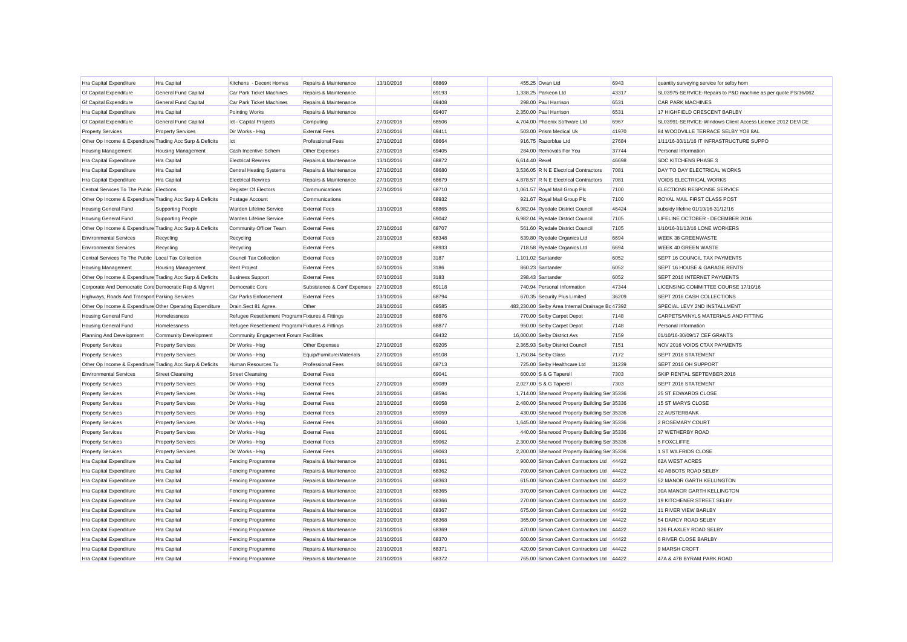| | | | | | | | | | |
|---|---|---|---|---|---|---|---|---|---|
| Hra Capital Expenditure | Hra Capital | Kitchens - Decent Homes | Repairs & Maintenance | 13/10/2016 | 68869 | 455.25 | Owan Ltd | 6943 | quantity surveying service for selby hom |
| Gf Capital Expenditure | General Fund Capital | Car Park Ticket Machines | Repairs & Maintenance | | 69193 | 1,338.25 | Parkeon Ltd | 43317 | SL03975-SERVICE-Repairs to P&D machine as per quote PS/36/062 |
| Gf Capital Expenditure | General Fund Capital | Car Park Ticket Machines | Repairs & Maintenance | | 69408 | 298.00 | Paul Harrison | 6531 | CAR PARK MACHINES |
| Hra Capital Expenditure | Hra Capital | Pointing Works | Repairs & Maintenance | | 69407 | 2,350.00 | Paul Harrison | 6531 | 17 HIGHFIELD CRESCENT BARLBY |
| Gf Capital Expenditure | General Fund Capital | Ict - Capital Projects | Computing | 27/10/2016 | 68506 | 4,704.00 | Phoenix Software Ltd | 6967 | SL03991-SERVICE-Windows Client Access Licence 2012 DEVICE |
| Property Services | Property Services | Dir Works - Hsg | External Fees | 27/10/2016 | 69411 | 503.00 | Prism Medical Uk | 41970 | 84 WOODVILLE TERRACE SELBY YO8 8AL |
| Other Op Income & Expenditure | Trading Acc Surp & Deficits | Ict | Professional Fees | 27/10/2016 | 68664 | 916.75 | Razorblue Ltd | 27684 | 1/11/16-30/11/16 IT INFRASTRUCTURE SUPPO |
| Housing Management | Housing Management | Cash Incentive Schem | Other Expenses | 27/10/2016 | 69405 | 284.00 | Removals For You | 37744 | Personal Information |
| Hra Capital Expenditure | Hra Capital | Electrical Rewires | Repairs & Maintenance | 13/10/2016 | 68872 | 6,614.40 | Rexel | 46698 | SDC KITCHENS PHASE 3 |
| Hra Capital Expenditure | Hra Capital | Central Heating Systems | Repairs & Maintenance | 27/10/2016 | 68680 | 3,536.05 | R N E Electrical Contractors | 7081 | DAY TO DAY ELECTRICAL WORKS |
| Hra Capital Expenditure | Hra Capital | Electrical Rewires | Repairs & Maintenance | 27/10/2016 | 68679 | 4,878.57 | R N E Electrical Contractors | 7081 | VOIDS ELECTRICAL WORKS |
| Central Services To The Public | Elections | Register Of Electors | Communications | 27/10/2016 | 68710 | 1,061.57 | Royal Mail Group Plc | 7100 | ELECTIONS RESPONSE SERVICE |
| Other Op Income & Expenditure | Trading Acc Surp & Deficits | Postage Account | Communications | | 68932 | 921.67 | Royal Mail Group Plc | 7100 | ROYAL MAIL FIRST CLASS POST |
| Housing General Fund | Supporting People | Warden Lifeline Service | External Fees | 13/10/2016 | 68865 | 6,982.04 | Ryedale District Council | 46424 | subsidy lifeline 01/10/16-31/12/16 |
| Housing General Fund | Supporting People | Warden Lifeline Service | External Fees | | 69042 | 6,982.04 | Ryedale District Council | 7105 | LIFELINE OCTOBER - DECEMBER 2016 |
| Other Op Income & Expenditure | Trading Acc Surp & Deficits | Community Officer Team | External Fees | 27/10/2016 | 68707 | 561.60 | Ryedale District Council | 7105 | 1/10/16-31/12/16 LONE WORKERS |
| Environmental Services | Recycling | Recycling | External Fees | 20/10/2016 | 68348 | 639.80 | Ryedale Organics Ltd | 6694 | WEEK 38 GREENWASTE |
| Environmental Services | Recycling | Recycling | External Fees | | 68933 | 718.58 | Ryedale Organics Ltd | 6694 | WEEK 40 GREEN WASTE |
| Central Services To The Public | Local Tax Collection | Council Tax Collection | External Fees | 07/10/2016 | 3187 | 1,101.02 | Santander | 6052 | SEPT 16 COUNCIL TAX PAYMENTS |
| Housing Management | Housing Management | Rent Project | External Fees | 07/10/2016 | 3186 | 860.23 | Santander | 6052 | SEPT 16 HOUSE & GARAGE RENTS |
| Other Op Income & Expenditure | Trading Acc Surp & Deficits | Business Support | External Fees | 07/10/2016 | 3183 | 298.43 | Santander | 6052 | SEPT 2016 INTERNET PAYMENTS |
| Corporate And Democratic Core | Democratic Rep & Mgmnt | Democratic Core | Subsistence & Conf Expenses | 27/10/2016 | 69118 | 740.94 | Personal Information | 47344 | LICENSING COMMITTEE COURSE 17/10/16 |
| Highways, Roads And Transport | Parking Services | Car Parks Enforcement | External Fees | 13/10/2016 | 68794 | 670.35 | Security Plus Limited | 36209 | SEPT 2016 CASH COLLECTIONS |
| Other Op Income & Expenditure | Other Operating Expenditure | Drain.Sect 81 Agree. | Other | 28/10/2016 | 69585 | 483,230.00 | Selby Area Internal Drainage Bo | 47392 | SPECIAL LEVY 2ND INSTALLMENT |
| Housing General Fund | Homelessness | Refugee Resettlement Program | Fixtures & Fittings | 20/10/2016 | 68876 | 770.00 | Selby Carpet Depot | 7148 | CARPETS/VINYLS MATERIALS AND FITTING |
| Housing General Fund | Homelessness | Refugee Resettlement Program | Fixtures & Fittings | 20/10/2016 | 68877 | 950.00 | Selby Carpet Depot | 7148 | Personal Information |
| Planning And Development | Community Development | Community Engagement Forum | Facilities | | 69432 | 16,000.00 | Selby District Avs | 7159 | 01/10/16-30/09/17 CEF GRANTS |
| Property Services | Property Services | Dir Works - Hsg | Other Expenses | 27/10/2016 | 69205 | 2,365.93 | Selby District Council | 7151 | NOV 2016 VOIDS CTAX PAYMENTS |
| Property Services | Property Services | Dir Works - Hsg | Equip/Furniture/Materials | 27/10/2016 | 69108 | 1,750.84 | Selby Glass | 7172 | SEPT 2016 STATEMENT |
| Other Op Income & Expenditure | Trading Acc Surp & Deficits | Human Resources Tu | Professional Fees | 06/10/2016 | 68713 | 725.00 | Selby Healthcare Ltd | 31239 | SEPT 2016 OH SUPPORT |
| Environmental Services | Street Cleansing | Street Cleansing | External Fees | | 69041 | 600.00 | S & G Taperell | 7303 | SKIP RENTAL SEPTEMBER 2016 |
| Property Services | Property Services | Dir Works - Hsg | External Fees | 27/10/2016 | 69089 | 2,027.00 | S & G Taperell | 7303 | SEPT 2016 STATEMENT |
| Property Services | Property Services | Dir Works - Hsg | External Fees | 20/10/2016 | 68594 | 1,714.00 | Sherwood Property Building Ser | 35336 | 25 ST EDWARDS CLOSE |
| Property Services | Property Services | Dir Works - Hsg | External Fees | 20/10/2016 | 69058 | 2,480.00 | Sherwood Property Building Ser | 35336 | 15 ST MARYS CLOSE |
| Property Services | Property Services | Dir Works - Hsg | External Fees | 20/10/2016 | 69059 | 430.00 | Sherwood Property Building Ser | 35336 | 22 AUSTERBANK |
| Property Services | Property Services | Dir Works - Hsg | External Fees | 20/10/2016 | 69060 | 1,645.00 | Sherwood Property Building Ser | 35336 | 2 ROSEMARY COURT |
| Property Services | Property Services | Dir Works - Hsg | External Fees | 20/10/2016 | 69061 | 440.00 | Sherwood Property Building Ser | 35336 | 37 WETHERBY ROAD |
| Property Services | Property Services | Dir Works - Hsg | External Fees | 20/10/2016 | 69062 | 2,300.00 | Sherwood Property Building Ser | 35336 | 5 FOXCLIFFE |
| Property Services | Property Services | Dir Works - Hsg | External Fees | 20/10/2016 | 69063 | 2,200.00 | Sherwood Property Building Ser | 35336 | 1 ST WILFRIDS CLOSE |
| Hra Capital Expenditure | Hra Capital | Fencing Programme | Repairs & Maintenance | 20/10/2016 | 68361 | 900.00 | Simon Calvert Contractors Ltd | 44422 | 62A WEST ACRES |
| Hra Capital Expenditure | Hra Capital | Fencing Programme | Repairs & Maintenance | 20/10/2016 | 68362 | 700.00 | Simon Calvert Contractors Ltd | 44422 | 40 ABBOTS ROAD SELBY |
| Hra Capital Expenditure | Hra Capital | Fencing Programme | Repairs & Maintenance | 20/10/2016 | 68363 | 615.00 | Simon Calvert Contractors Ltd | 44422 | 52 MANOR GARTH KELLINGTON |
| Hra Capital Expenditure | Hra Capital | Fencing Programme | Repairs & Maintenance | 20/10/2016 | 68365 | 370.00 | Simon Calvert Contractors Ltd | 44422 | 30A MANOR GARTH KELLINGTON |
| Hra Capital Expenditure | Hra Capital | Fencing Programme | Repairs & Maintenance | 20/10/2016 | 68366 | 270.00 | Simon Calvert Contractors Ltd | 44422 | 19 KITCHENER STREET SELBY |
| Hra Capital Expenditure | Hra Capital | Fencing Programme | Repairs & Maintenance | 20/10/2016 | 68367 | 675.00 | Simon Calvert Contractors Ltd | 44422 | 11 RIVER VIEW BARLBY |
| Hra Capital Expenditure | Hra Capital | Fencing Programme | Repairs & Maintenance | 20/10/2016 | 68368 | 365.00 | Simon Calvert Contractors Ltd | 44422 | 54 DARCY ROAD SELBY |
| Hra Capital Expenditure | Hra Capital | Fencing Programme | Repairs & Maintenance | 20/10/2016 | 68369 | 470.00 | Simon Calvert Contractors Ltd | 44422 | 126 FLAXLEY ROAD SELBY |
| Hra Capital Expenditure | Hra Capital | Fencing Programme | Repairs & Maintenance | 20/10/2016 | 68370 | 600.00 | Simon Calvert Contractors Ltd | 44422 | 6 RIVER CLOSE BARLBY |
| Hra Capital Expenditure | Hra Capital | Fencing Programme | Repairs & Maintenance | 20/10/2016 | 68371 | 420.00 | Simon Calvert Contractors Ltd | 44422 | 9 MARSH CROFT |
| Hra Capital Expenditure | Hra Capital | Fencing Programme | Repairs & Maintenance | 20/10/2016 | 68372 | 765.00 | Simon Calvert Contractors Ltd | 44422 | 47A & 47B BYRAM PARK ROAD |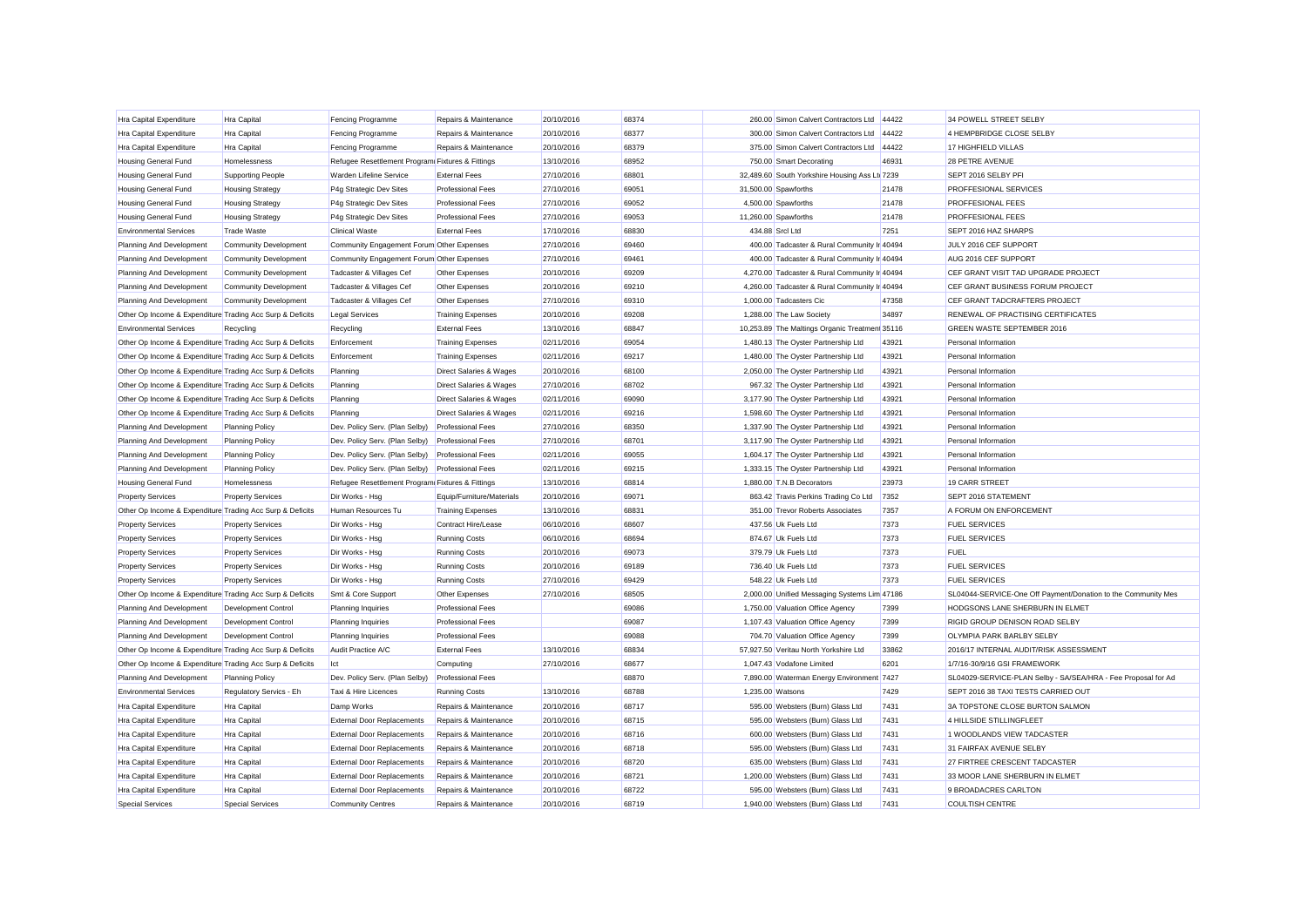| | | | | | | | | | |
|---|---|---|---|---|---|---|---|---|---|
| Hra Capital Expenditure | Hra Capital | Fencing Programme | Repairs & Maintenance | 20/10/2016 | 68374 | 260.00 | Simon Calvert Contractors Ltd | 44422 | 34 POWELL STREET SELBY |
| Hra Capital Expenditure | Hra Capital | Fencing Programme | Repairs & Maintenance | 20/10/2016 | 68377 | 300.00 | Simon Calvert Contractors Ltd | 44422 | 4 HEMPBRIDGE CLOSE SELBY |
| Hra Capital Expenditure | Hra Capital | Fencing Programme | Repairs & Maintenance | 20/10/2016 | 68379 | 375.00 | Simon Calvert Contractors Ltd | 44422 | 17 HIGHFIELD VILLAS |
| Housing General Fund | Homelessness | Refugee Resettlement Program Fixtures & Fittings | | 13/10/2016 | 68952 | 750.00 | Smart Decorating | 46931 | 28 PETRE AVENUE |
| Housing General Fund | Supporting People | Warden Lifeline Service | External Fees | 27/10/2016 | 68801 | 32,489.60 | South Yorkshire Housing Ass Ltd | 7239 | SEPT 2016 SELBY PFI |
| Housing General Fund | Housing Strategy | P4g Strategic Dev Sites | Professional Fees | 27/10/2016 | 69051 | 31,500.00 | Spawforths | 21478 | PROFFESIONAL SERVICES |
| Housing General Fund | Housing Strategy | P4g Strategic Dev Sites | Professional Fees | 27/10/2016 | 69052 | 4,500.00 | Spawforths | 21478 | PROFFESIONAL FEES |
| Housing General Fund | Housing Strategy | P4g Strategic Dev Sites | Professional Fees | 27/10/2016 | 69053 | 11,260.00 | Spawforths | 21478 | PROFFESIONAL FEES |
| Environmental Services | Trade Waste | Clinical Waste | External Fees | 17/10/2016 | 68830 | 434.88 | Srcl Ltd | 7251 | SEPT 2016 HAZ SHARPS |
| Planning And Development | Community Development | Community Engagement Forum | Other Expenses | 27/10/2016 | 69460 | 400.00 | Tadcaster & Rural Community In | 40494 | JULY 2016 CEF SUPPORT |
| Planning And Development | Community Development | Community Engagement Forum | Other Expenses | 27/10/2016 | 69461 | 400.00 | Tadcaster & Rural Community In | 40494 | AUG 2016 CEF SUPPORT |
| Planning And Development | Community Development | Tadcaster & Villages Cef | Other Expenses | 20/10/2016 | 69209 | 4,270.00 | Tadcaster & Rural Community In | 40494 | CEF GRANT VISIT TAD UPGRADE PROJECT |
| Planning And Development | Community Development | Tadcaster & Villages Cef | Other Expenses | 20/10/2016 | 69210 | 4,260.00 | Tadcaster & Rural Community In | 40494 | CEF GRANT BUSINESS FORUM PROJECT |
| Planning And Development | Community Development | Tadcaster & Villages Cef | Other Expenses | 27/10/2016 | 69310 | 1,000.00 | Tadcasters Cic | 47358 | CEF GRANT TADCRAFTERS PROJECT |
| Other Op Income & Expenditure | Trading Acc Surp & Deficits | Legal Services | Training Expenses | 20/10/2016 | 69208 | 1,288.00 | The Law Society | 34897 | RENEWAL OF PRACTISING CERTIFICATES |
| Environmental Services | Recycling | Recycling | External Fees | 13/10/2016 | 68847 | 10,253.89 | The Maltings Organic Treatment | 35116 | GREEN WASTE SEPTEMBER 2016 |
| Other Op Income & Expenditure | Trading Acc Surp & Deficits | Enforcement | Training Expenses | 02/11/2016 | 69054 | 1,480.13 | The Oyster Partnership Ltd | 43921 | Personal Information |
| Other Op Income & Expenditure | Trading Acc Surp & Deficits | Enforcement | Training Expenses | 02/11/2016 | 69217 | 1,480.00 | The Oyster Partnership Ltd | 43921 | Personal Information |
| Other Op Income & Expenditure | Trading Acc Surp & Deficits | Planning | Direct Salaries & Wages | 20/10/2016 | 68100 | 2,050.00 | The Oyster Partnership Ltd | 43921 | Personal Information |
| Other Op Income & Expenditure | Trading Acc Surp & Deficits | Planning | Direct Salaries & Wages | 27/10/2016 | 68702 | 967.32 | The Oyster Partnership Ltd | 43921 | Personal Information |
| Other Op Income & Expenditure | Trading Acc Surp & Deficits | Planning | Direct Salaries & Wages | 02/11/2016 | 69090 | 3,177.90 | The Oyster Partnership Ltd | 43921 | Personal Information |
| Other Op Income & Expenditure | Trading Acc Surp & Deficits | Planning | Direct Salaries & Wages | 02/11/2016 | 69216 | 1,598.60 | The Oyster Partnership Ltd | 43921 | Personal Information |
| Planning And Development | Planning Policy | Dev. Policy Serv. (Plan Selby) | Professional Fees | 27/10/2016 | 68350 | 1,337.90 | The Oyster Partnership Ltd | 43921 | Personal Information |
| Planning And Development | Planning Policy | Dev. Policy Serv. (Plan Selby) | Professional Fees | 27/10/2016 | 68701 | 3,117.90 | The Oyster Partnership Ltd | 43921 | Personal Information |
| Planning And Development | Planning Policy | Dev. Policy Serv. (Plan Selby) | Professional Fees | 02/11/2016 | 69055 | 1,604.17 | The Oyster Partnership Ltd | 43921 | Personal Information |
| Planning And Development | Planning Policy | Dev. Policy Serv. (Plan Selby) | Professional Fees | 02/11/2016 | 69215 | 1,333.15 | The Oyster Partnership Ltd | 43921 | Personal Information |
| Housing General Fund | Homelessness | Refugee Resettlement Program Fixtures & Fittings | | 13/10/2016 | 68814 | 1,880.00 | T.N.B Decorators | 23973 | 19 CARR STREET |
| Property Services | Property Services | Dir Works - Hsg | Equip/Furniture/Materials | 20/10/2016 | 69071 | 863.42 | Travis Perkins Trading Co Ltd | 7352 | SEPT 2016 STATEMENT |
| Other Op Income & Expenditure | Trading Acc Surp & Deficits | Human Resources Tu | Training Expenses | 13/10/2016 | 68831 | 351.00 | Trevor Roberts Associates | 7357 | A FORUM ON ENFORCEMENT |
| Property Services | Property Services | Dir Works - Hsg | Contract Hire/Lease | 06/10/2016 | 68607 | 437.56 | Uk Fuels Ltd | 7373 | FUEL SERVICES |
| Property Services | Property Services | Dir Works - Hsg | Running Costs | 06/10/2016 | 68694 | 874.67 | Uk Fuels Ltd | 7373 | FUEL SERVICES |
| Property Services | Property Services | Dir Works - Hsg | Running Costs | 20/10/2016 | 69073 | 379.79 | Uk Fuels Ltd | 7373 | FUEL |
| Property Services | Property Services | Dir Works - Hsg | Running Costs | 20/10/2016 | 69189 | 736.40 | Uk Fuels Ltd | 7373 | FUEL SERVICES |
| Property Services | Property Services | Dir Works - Hsg | Running Costs | 27/10/2016 | 69429 | 548.22 | Uk Fuels Ltd | 7373 | FUEL SERVICES |
| Other Op Income & Expenditure | Trading Acc Surp & Deficits | Smt & Core Support | Other Expenses | 27/10/2016 | 68505 | 2,000.00 | Unified Messaging Systems Lim | 47186 | SL04044-SERVICE-One Off Payment/Donation to the Community Mes |
| Planning And Development | Development Control | Planning Inquiries | Professional Fees | | 69086 | 1,750.00 | Valuation Office Agency | 7399 | HODGSONS LANE SHERBURN IN ELMET |
| Planning And Development | Development Control | Planning Inquiries | Professional Fees | | 69087 | 1,107.43 | Valuation Office Agency | 7399 | RIGID GROUP DENISON ROAD SELBY |
| Planning And Development | Development Control | Planning Inquiries | Professional Fees | | 69088 | 704.70 | Valuation Office Agency | 7399 | OLYMPIA PARK BARLBY SELBY |
| Other Op Income & Expenditure | Trading Acc Surp & Deficits | Audit Practice A/C | External Fees | 13/10/2016 | 68834 | 57,927.50 | Veritau North Yorkshire Ltd | 33862 | 2016/17 INTERNAL AUDIT/RISK ASSESSMENT |
| Other Op Income & Expenditure | Trading Acc Surp & Deficits | Ict | Computing | 27/10/2016 | 68677 | 1,047.43 | Vodafone Limited | 6201 | 1/7/16-30/9/16 GSI FRAMEWORK |
| Planning And Development | Planning Policy | Dev. Policy Serv. (Plan Selby) | Professional Fees | | 68870 | 7,890.00 | Waterman Energy Environment | 7427 | SL04029-SERVICE-PLAN Selby - SA/SEA/HRA - Fee Proposal for Ad |
| Environmental Services | Regulatory Servics - Eh | Taxi & Hire Licences | Running Costs | 13/10/2016 | 68788 | 1,235.00 | Watsons | 7429 | SEPT 2016 38 TAXI TESTS CARRIED OUT |
| Hra Capital Expenditure | Hra Capital | Damp Works | Repairs & Maintenance | 20/10/2016 | 68717 | 595.00 | Websters (Burn) Glass Ltd | 7431 | 3A TOPSTONE CLOSE BURTON SALMON |
| Hra Capital Expenditure | Hra Capital | External Door Replacements | Repairs & Maintenance | 20/10/2016 | 68715 | 595.00 | Websters (Burn) Glass Ltd | 7431 | 4 HILLSIDE STILLINGFLEET |
| Hra Capital Expenditure | Hra Capital | External Door Replacements | Repairs & Maintenance | 20/10/2016 | 68716 | 600.00 | Websters (Burn) Glass Ltd | 7431 | 1 WOODLANDS VIEW TADCASTER |
| Hra Capital Expenditure | Hra Capital | External Door Replacements | Repairs & Maintenance | 20/10/2016 | 68718 | 595.00 | Websters (Burn) Glass Ltd | 7431 | 31 FAIRFAX AVENUE SELBY |
| Hra Capital Expenditure | Hra Capital | External Door Replacements | Repairs & Maintenance | 20/10/2016 | 68720 | 635.00 | Websters (Burn) Glass Ltd | 7431 | 27 FIRTREE CRESCENT TADCASTER |
| Hra Capital Expenditure | Hra Capital | External Door Replacements | Repairs & Maintenance | 20/10/2016 | 68721 | 1,200.00 | Websters (Burn) Glass Ltd | 7431 | 33 MOOR LANE SHERBURN IN ELMET |
| Hra Capital Expenditure | Hra Capital | External Door Replacements | Repairs & Maintenance | 20/10/2016 | 68722 | 595.00 | Websters (Burn) Glass Ltd | 7431 | 9 BROADACRES CARLTON |
| Special Services | Special Services | Community Centres | Repairs & Maintenance | 20/10/2016 | 68719 | 1,940.00 | Websters (Burn) Glass Ltd | 7431 | COULTISH CENTRE |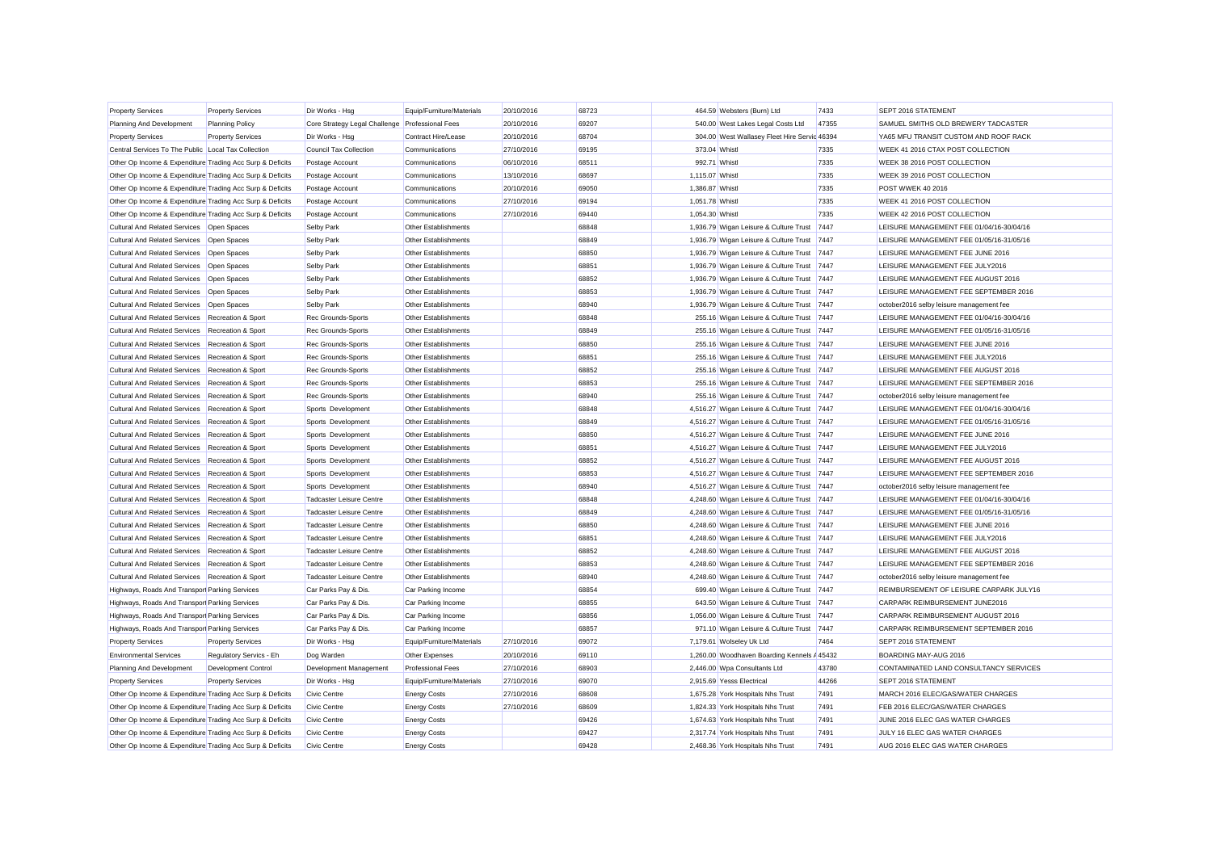| Property Services | Property Services | Dir Works - Hsg | Equip/Furniture/Materials | 20/10/2016 | 68723 | 464.59 | Websters (Burn) Ltd | 7433 | SEPT 2016 STATEMENT |
|---|---|---|---|---|---|---|---|---|---|
| Planning And Development | Planning Policy | Core Strategy Legal Challenge | Professional Fees | 20/10/2016 | 69207 | 540.00 | West Lakes Legal Costs Ltd | 47355 | SAMUEL SMITHS OLD BREWERY TADCASTER |
| Property Services | Property Services | Dir Works - Hsg | Contract Hire/Lease | 20/10/2016 | 68704 | 304.00 | West Wallasey Fleet Hire Servic | 46394 | YA65 MFU TRANSIT CUSTOM AND ROOF RACK |
| Central Services To The Public | Local Tax Collection | Council Tax Collection | Communications | 27/10/2016 | 69195 | 373.04 | Whistl | 7335 | WEEK 41 2016 CTAX POST COLLECTION |
| Other Op Income & Expenditure | Trading Acc Surp & Deficits | Postage Account | Communications | 06/10/2016 | 68511 | 992.71 | Whistl | 7335 | WEEK 38 2016 POST COLLECTION |
| Other Op Income & Expenditure | Trading Acc Surp & Deficits | Postage Account | Communications | 13/10/2016 | 68697 | 1,115.07 | Whistl | 7335 | WEEK 39 2016 POST COLLECTION |
| Other Op Income & Expenditure | Trading Acc Surp & Deficits | Postage Account | Communications | 20/10/2016 | 69050 | 1,386.87 | Whistl | 7335 | POST WWEK 40 2016 |
| Other Op Income & Expenditure | Trading Acc Surp & Deficits | Postage Account | Communications | 27/10/2016 | 69194 | 1,051.78 | Whistl | 7335 | WEEK 41 2016 POST COLLECTION |
| Other Op Income & Expenditure | Trading Acc Surp & Deficits | Postage Account | Communications | 27/10/2016 | 69440 | 1,054.30 | Whistl | 7335 | WEEK 42 2016 POST COLLECTION |
| Cultural And Related Services | Open Spaces | Selby Park | Other Establishments | | 68848 | 1,936.79 | Wigan Leisure & Culture Trust | 7447 | LEISURE MANAGEMENT FEE 01/04/16-30/04/16 |
| Cultural And Related Services | Open Spaces | Selby Park | Other Establishments | | 68849 | 1,936.79 | Wigan Leisure & Culture Trust | 7447 | LEISURE MANAGEMENT FEE 01/05/16-31/05/16 |
| Cultural And Related Services | Open Spaces | Selby Park | Other Establishments | | 68850 | 1,936.79 | Wigan Leisure & Culture Trust | 7447 | LEISURE MANAGEMENT FEE JUNE 2016 |
| Cultural And Related Services | Open Spaces | Selby Park | Other Establishments | | 68851 | 1,936.79 | Wigan Leisure & Culture Trust | 7447 | LEISURE MANAGEMENT FEE JULY2016 |
| Cultural And Related Services | Open Spaces | Selby Park | Other Establishments | | 68852 | 1,936.79 | Wigan Leisure & Culture Trust | 7447 | LEISURE MANAGEMENT FEE AUGUST 2016 |
| Cultural And Related Services | Open Spaces | Selby Park | Other Establishments | | 68853 | 1,936.79 | Wigan Leisure & Culture Trust | 7447 | LEISURE MANAGEMENT FEE SEPTEMBER 2016 |
| Cultural And Related Services | Open Spaces | Selby Park | Other Establishments | | 68940 | 1,936.79 | Wigan Leisure & Culture Trust | 7447 | october2016 selby leisure management fee |
| Cultural And Related Services | Recreation & Sport | Rec Grounds-Sports | Other Establishments | | 68848 | 255.16 | Wigan Leisure & Culture Trust | 7447 | LEISURE MANAGEMENT FEE 01/04/16-30/04/16 |
| Cultural And Related Services | Recreation & Sport | Rec Grounds-Sports | Other Establishments | | 68849 | 255.16 | Wigan Leisure & Culture Trust | 7447 | LEISURE MANAGEMENT FEE 01/05/16-31/05/16 |
| Cultural And Related Services | Recreation & Sport | Rec Grounds-Sports | Other Establishments | | 68850 | 255.16 | Wigan Leisure & Culture Trust | 7447 | LEISURE MANAGEMENT FEE JUNE 2016 |
| Cultural And Related Services | Recreation & Sport | Rec Grounds-Sports | Other Establishments | | 68851 | 255.16 | Wigan Leisure & Culture Trust | 7447 | LEISURE MANAGEMENT FEE JULY2016 |
| Cultural And Related Services | Recreation & Sport | Rec Grounds-Sports | Other Establishments | | 68852 | 255.16 | Wigan Leisure & Culture Trust | 7447 | LEISURE MANAGEMENT FEE AUGUST 2016 |
| Cultural And Related Services | Recreation & Sport | Rec Grounds-Sports | Other Establishments | | 68853 | 255.16 | Wigan Leisure & Culture Trust | 7447 | LEISURE MANAGEMENT FEE SEPTEMBER 2016 |
| Cultural And Related Services | Recreation & Sport | Rec Grounds-Sports | Other Establishments | | 68940 | 255.16 | Wigan Leisure & Culture Trust | 7447 | october2016 selby leisure management fee |
| Cultural And Related Services | Recreation & Sport | Sports Development | Other Establishments | | 68848 | 4,516.27 | Wigan Leisure & Culture Trust | 7447 | LEISURE MANAGEMENT FEE 01/04/16-30/04/16 |
| Cultural And Related Services | Recreation & Sport | Sports Development | Other Establishments | | 68849 | 4,516.27 | Wigan Leisure & Culture Trust | 7447 | LEISURE MANAGEMENT FEE 01/05/16-31/05/16 |
| Cultural And Related Services | Recreation & Sport | Sports Development | Other Establishments | | 68850 | 4,516.27 | Wigan Leisure & Culture Trust | 7447 | LEISURE MANAGEMENT FEE JUNE 2016 |
| Cultural And Related Services | Recreation & Sport | Sports Development | Other Establishments | | 68851 | 4,516.27 | Wigan Leisure & Culture Trust | 7447 | LEISURE MANAGEMENT FEE JULY2016 |
| Cultural And Related Services | Recreation & Sport | Sports Development | Other Establishments | | 68852 | 4,516.27 | Wigan Leisure & Culture Trust | 7447 | LEISURE MANAGEMENT FEE AUGUST 2016 |
| Cultural And Related Services | Recreation & Sport | Sports Development | Other Establishments | | 68853 | 4,516.27 | Wigan Leisure & Culture Trust | 7447 | LEISURE MANAGEMENT FEE SEPTEMBER 2016 |
| Cultural And Related Services | Recreation & Sport | Sports Development | Other Establishments | | 68940 | 4,516.27 | Wigan Leisure & Culture Trust | 7447 | october2016 selby leisure management fee |
| Cultural And Related Services | Recreation & Sport | Tadcaster Leisure Centre | Other Establishments | | 68848 | 4,248.60 | Wigan Leisure & Culture Trust | 7447 | LEISURE MANAGEMENT FEE 01/04/16-30/04/16 |
| Cultural And Related Services | Recreation & Sport | Tadcaster Leisure Centre | Other Establishments | | 68849 | 4,248.60 | Wigan Leisure & Culture Trust | 7447 | LEISURE MANAGEMENT FEE 01/05/16-31/05/16 |
| Cultural And Related Services | Recreation & Sport | Tadcaster Leisure Centre | Other Establishments | | 68850 | 4,248.60 | Wigan Leisure & Culture Trust | 7447 | LEISURE MANAGEMENT FEE JUNE 2016 |
| Cultural And Related Services | Recreation & Sport | Tadcaster Leisure Centre | Other Establishments | | 68851 | 4,248.60 | Wigan Leisure & Culture Trust | 7447 | LEISURE MANAGEMENT FEE JULY2016 |
| Cultural And Related Services | Recreation & Sport | Tadcaster Leisure Centre | Other Establishments | | 68852 | 4,248.60 | Wigan Leisure & Culture Trust | 7447 | LEISURE MANAGEMENT FEE AUGUST 2016 |
| Cultural And Related Services | Recreation & Sport | Tadcaster Leisure Centre | Other Establishments | | 68853 | 4,248.60 | Wigan Leisure & Culture Trust | 7447 | LEISURE MANAGEMENT FEE SEPTEMBER 2016 |
| Cultural And Related Services | Recreation & Sport | Tadcaster Leisure Centre | Other Establishments | | 68940 | 4,248.60 | Wigan Leisure & Culture Trust | 7447 | october2016 selby leisure management fee |
| Highways, Roads And Transport | Parking Services | Car Parks Pay & Dis. | Car Parking Income | | 68854 | 699.40 | Wigan Leisure & Culture Trust | 7447 | REIMBURSEMENT OF LEISURE CARPARK JULY16 |
| Highways, Roads And Transport | Parking Services | Car Parks Pay & Dis. | Car Parking Income | | 68855 | 643.50 | Wigan Leisure & Culture Trust | 7447 | CARPARK REIMBURSEMENT JUNE2016 |
| Highways, Roads And Transport | Parking Services | Car Parks Pay & Dis. | Car Parking Income | | 68856 | 1,056.00 | Wigan Leisure & Culture Trust | 7447 | CARPARK REIMBURSEMENT AUGUST 2016 |
| Highways, Roads And Transport | Parking Services | Car Parks Pay & Dis. | Car Parking Income | | 68857 | 971.10 | Wigan Leisure & Culture Trust | 7447 | CARPARK REIMBURSEMENT SEPTEMBER 2016 |
| Property Services | Property Services | Dir Works - Hsg | Equip/Furniture/Materials | 27/10/2016 | 69072 | 7,179.61 | Wolseley Uk Ltd | 7464 | SEPT 2016 STATEMENT |
| Environmental Services | Regulatory Servics - Eh | Dog Warden | Other Expenses | 20/10/2016 | 69110 | 1,260.00 | Woodhaven Boarding Kennels / | 45432 | BOARDING MAY-AUG 2016 |
| Planning And Development | Development Control | Development Management | Professional Fees | 27/10/2016 | 68903 | 2,446.00 | Wpa Consultants Ltd | 43780 | CONTAMINATED LAND CONSULTANCY SERVICES |
| Property Services | Property Services | Dir Works - Hsg | Equip/Furniture/Materials | 27/10/2016 | 69070 | 2,915.69 | Yesss Electrical | 44266 | SEPT 2016 STATEMENT |
| Other Op Income & Expenditure | Trading Acc Surp & Deficits | Civic Centre | Energy Costs | 27/10/2016 | 68608 | 1,675.28 | York Hospitals Nhs Trust | 7491 | MARCH 2016 ELEC/GAS/WATER CHARGES |
| Other Op Income & Expenditure | Trading Acc Surp & Deficits | Civic Centre | Energy Costs | 27/10/2016 | 68609 | 1,824.33 | York Hospitals Nhs Trust | 7491 | FEB 2016 ELEC/GAS/WATER CHARGES |
| Other Op Income & Expenditure | Trading Acc Surp & Deficits | Civic Centre | Energy Costs | | 69426 | 1,674.63 | York Hospitals Nhs Trust | 7491 | JUNE 2016 ELEC GAS WATER CHARGES |
| Other Op Income & Expenditure | Trading Acc Surp & Deficits | Civic Centre | Energy Costs | | 69427 | 2,317.74 | York Hospitals Nhs Trust | 7491 | JULY 16 ELEC GAS WATER CHARGES |
| Other Op Income & Expenditure | Trading Acc Surp & Deficits | Civic Centre | Energy Costs | | 69428 | 2,468.36 | York Hospitals Nhs Trust | 7491 | AUG 2016 ELEC GAS WATER CHARGES |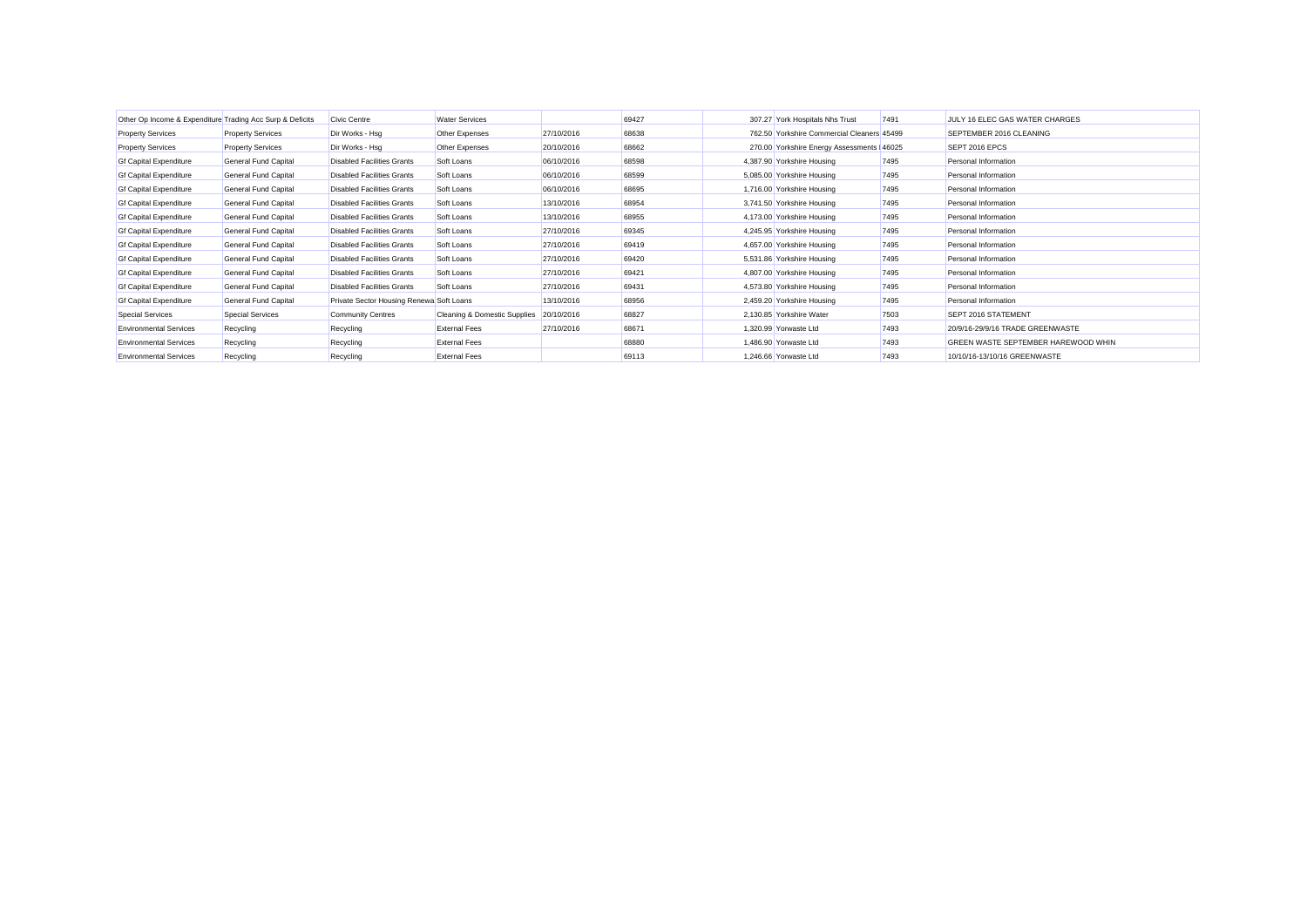| | | | | | | | | | |
|---|---|---|---|---|---|---|---|---|---|
| Other Op Income & Expenditure | Trading Acc Surp & Deficits | Civic Centre | Water Services | | 69427 | 307.27 | York Hospitals Nhs Trust | 7491 | JULY 16 ELEC GAS WATER CHARGES |
| Property Services | Property Services | Dir Works - Hsg | Other Expenses | 27/10/2016 | 68638 | 762.50 | Yorkshire Commercial Cleaners | 45499 | SEPTEMBER 2016 CLEANING |
| Property Services | Property Services | Dir Works - Hsg | Other Expenses | 20/10/2016 | 68662 | 270.00 | Yorkshire Energy Assessments I | 46025 | SEPT 2016 EPCS |
| Gf Capital Expenditure | General Fund Capital | Disabled Facilities Grants | Soft Loans | 06/10/2016 | 68598 | 4,387.90 | Yorkshire Housing | 7495 | Personal Information |
| Gf Capital Expenditure | General Fund Capital | Disabled Facilities Grants | Soft Loans | 06/10/2016 | 68599 | 5,085.00 | Yorkshire Housing | 7495 | Personal Information |
| Gf Capital Expenditure | General Fund Capital | Disabled Facilities Grants | Soft Loans | 06/10/2016 | 68695 | 1,716.00 | Yorkshire Housing | 7495 | Personal Information |
| Gf Capital Expenditure | General Fund Capital | Disabled Facilities Grants | Soft Loans | 13/10/2016 | 68954 | 3,741.50 | Yorkshire Housing | 7495 | Personal Information |
| Gf Capital Expenditure | General Fund Capital | Disabled Facilities Grants | Soft Loans | 13/10/2016 | 68955 | 4,173.00 | Yorkshire Housing | 7495 | Personal Information |
| Gf Capital Expenditure | General Fund Capital | Disabled Facilities Grants | Soft Loans | 27/10/2016 | 69345 | 4,245.95 | Yorkshire Housing | 7495 | Personal Information |
| Gf Capital Expenditure | General Fund Capital | Disabled Facilities Grants | Soft Loans | 27/10/2016 | 69419 | 4,657.00 | Yorkshire Housing | 7495 | Personal Information |
| Gf Capital Expenditure | General Fund Capital | Disabled Facilities Grants | Soft Loans | 27/10/2016 | 69420 | 5,531.86 | Yorkshire Housing | 7495 | Personal Information |
| Gf Capital Expenditure | General Fund Capital | Disabled Facilities Grants | Soft Loans | 27/10/2016 | 69421 | 4,807.00 | Yorkshire Housing | 7495 | Personal Information |
| Gf Capital Expenditure | General Fund Capital | Disabled Facilities Grants | Soft Loans | 27/10/2016 | 69431 | 4,573.80 | Yorkshire Housing | 7495 | Personal Information |
| Gf Capital Expenditure | General Fund Capital | Private Sector Housing Renewa | Soft Loans | 13/10/2016 | 68956 | 2,459.20 | Yorkshire Housing | 7495 | Personal Information |
| Special Services | Special Services | Community Centres | Cleaning & Domestic Supplies | 20/10/2016 | 68827 | 2,130.85 | Yorkshire Water | 7503 | SEPT 2016 STATEMENT |
| Environmental Services | Recycling | Recycling | External Fees | 27/10/2016 | 68671 | 1,320.99 | Yorwaste Ltd | 7493 | 20/9/16-29/9/16 TRADE GREENWASTE |
| Environmental Services | Recycling | Recycling | External Fees | | 68880 | 1,486.90 | Yorwaste Ltd | 7493 | GREEN WASTE SEPTEMBER HAREWOOD WHIN |
| Environmental Services | Recycling | Recycling | External Fees | | 69113 | 1,246.66 | Yorwaste Ltd | 7493 | 10/10/16-13/10/16 GREENWASTE |